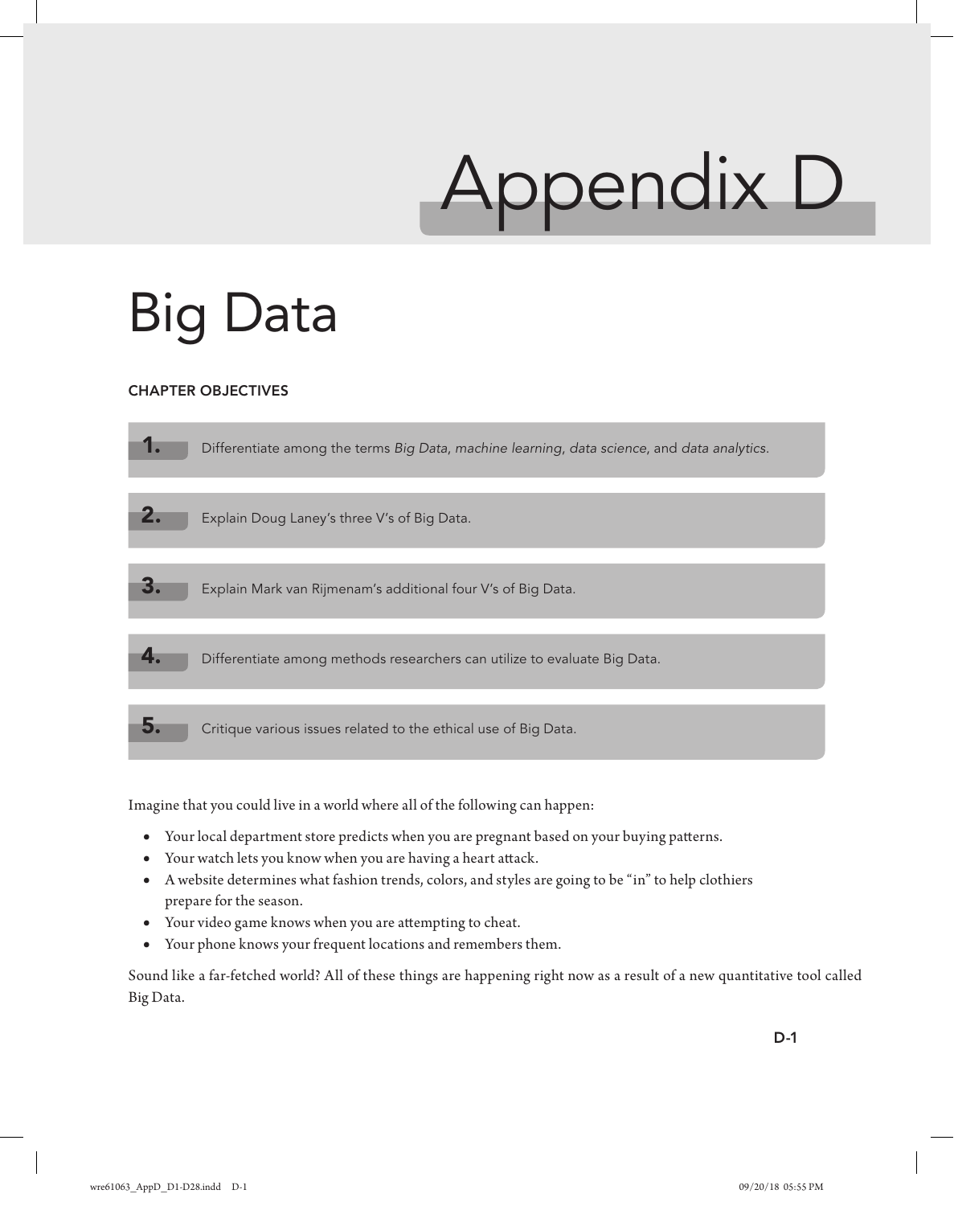# Appendix D

# Big Data

### CHAPTER OBJECTIVES

1. Differentiate among the terms *Big Data*, *machine learning*, *data science*, and *data analytics*.
2. Explain Doug Laney's three V's of Big Data.
3. Explain Mark van Rijmenam's additional four V's of Big Data.
4. Differentiate among methods researchers can utilize to evaluate Big Data.
5. Critique various issues related to the ethical use of Big Data.

Imagine that you could live in a world where all of the following can happen:

- Your local department store predicts when you are pregnant based on your buying patterns.
- Your watch lets you know when you are having a heart attack.
- A website determines what fashion trends, colors, and styles are going to be "in" to help clothiers prepare for the season.
- Your video game knows when you are attempting to cheat.
- Your phone knows your frequent locations and remembers them.

Sound like a far-fetched world? All of these things are happening right now as a result of a new quantitative tool called Big Data.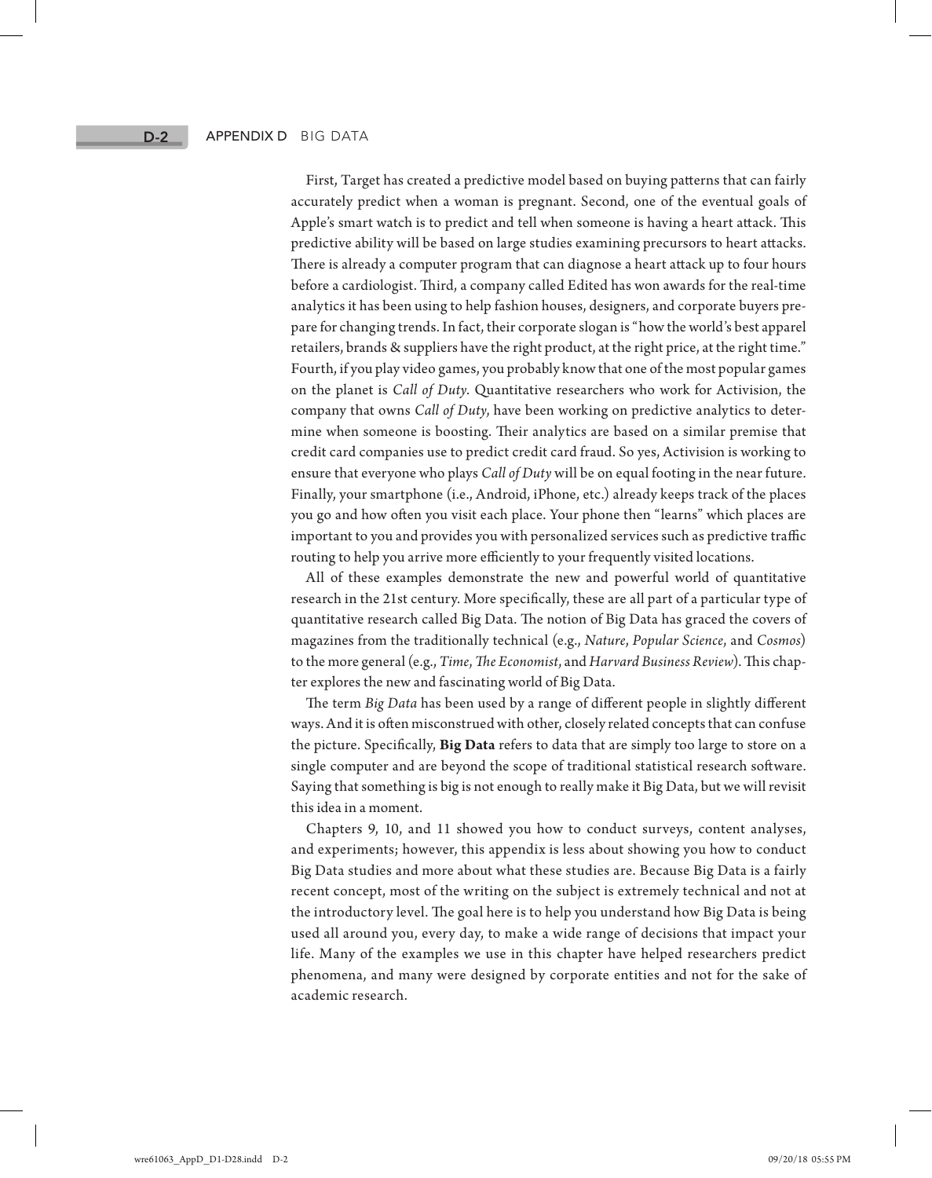First, Target has created a predictive model based on buying patterns that can fairly accurately predict when a woman is pregnant. Second, one of the eventual goals of Apple's smart watch is to predict and tell when someone is having a heart attack. This predictive ability will be based on large studies examining precursors to heart attacks. There is already a computer program that can diagnose a heart attack up to four hours before a cardiologist. Third, a company called Edited has won awards for the real-time analytics it has been using to help fashion houses, designers, and corporate buyers prepare for changing trends. In fact, their corporate slogan is "how the world's best apparel retailers, brands & suppliers have the right product, at the right price, at the right time." Fourth, if you play video games, you probably know that one of the most popular games on the planet is *Call of Duty*. Quantitative researchers who work for Activision, the company that owns *Call of Duty*, have been working on predictive analytics to determine when someone is boosting. Their analytics are based on a similar premise that credit card companies use to predict credit card fraud. So yes, Activision is working to ensure that everyone who plays *Call of Duty* will be on equal footing in the near future. Finally, your smartphone (i.e., Android, iPhone, etc.) already keeps track of the places you go and how often you visit each place. Your phone then "learns" which places are important to you and provides you with personalized services such as predictive traffic routing to help you arrive more efficiently to your frequently visited locations.

All of these examples demonstrate the new and powerful world of quantitative research in the 21st century. More specifically, these are all part of a particular type of quantitative research called Big Data. The notion of Big Data has graced the covers of magazines from the traditionally technical (e.g., *Nature*, *Popular Science*, and *Cosmos*) to the more general (e.g., *Time*, *The Economist*, and *Harvard Business Review*). This chapter explores the new and fascinating world of Big Data.

The term *Big Data* has been used by a range of different people in slightly different ways. And it is often misconstrued with other, closely related concepts that can confuse the picture. Specifically, **Big Data** refers to data that are simply too large to store on a single computer and are beyond the scope of traditional statistical research software. Saying that something is big is not enough to really make it Big Data, but we will revisit this idea in a moment.

Chapters 9, 10, and 11 showed you how to conduct surveys, content analyses, and experiments; however, this appendix is less about showing you how to conduct Big Data studies and more about what these studies are. Because Big Data is a fairly recent concept, most of the writing on the subject is extremely technical and not at the introductory level. The goal here is to help you understand how Big Data is being used all around you, every day, to make a wide range of decisions that impact your life. Many of the examples we use in this chapter have helped researchers predict phenomena, and many were designed by corporate entities and not for the sake of academic research.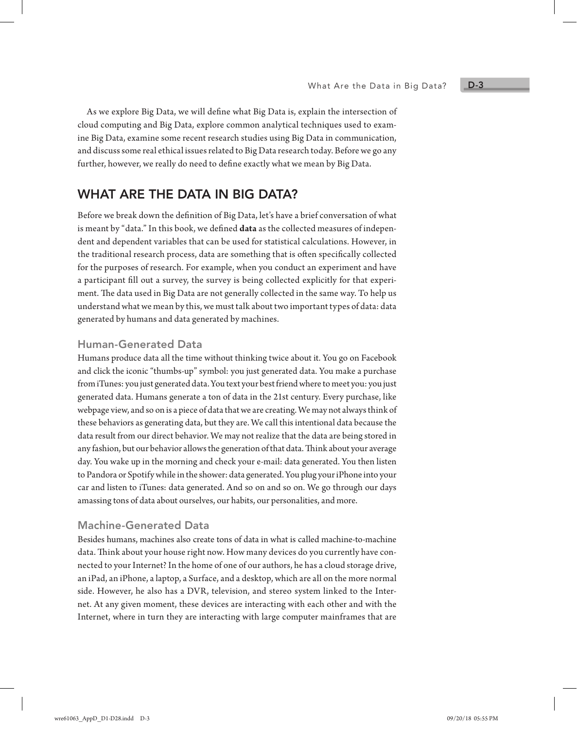As we explore Big Data, we will define what Big Data is, explain the intersection of cloud computing and Big Data, explore common analytical techniques used to examine Big Data, examine some recent research studies using Big Data in communication, and discuss some real ethical issues related to Big Data research today. Before we go any further, however, we really do need to define exactly what we mean by Big Data.

## WHAT ARE THE DATA IN BIG DATA?

Before we break down the definition of Big Data, let's have a brief conversation of what is meant by "data." In this book, we defined **data** as the collected measures of independent and dependent variables that can be used for statistical calculations. However, in the traditional research process, data are something that is often specifically collected for the purposes of research. For example, when you conduct an experiment and have a participant fill out a survey, the survey is being collected explicitly for that experiment. The data used in Big Data are not generally collected in the same way. To help us understand what we mean by this, we must talk about two important types of data: data generated by humans and data generated by machines.

### Human-Generated Data

Humans produce data all the time without thinking twice about it. You go on Facebook and click the iconic "thumbs-up" symbol: you just generated data. You make a purchase from iTunes: you just generated data. You text your best friend where to meet you: you just generated data. Humans generate a ton of data in the 21st century. Every purchase, like webpage view, and so on is a piece of data that we are creating. We may not always think of these behaviors as generating data, but they are. We call this intentional data because the data result from our direct behavior. We may not realize that the data are being stored in any fashion, but our behavior allows the generation of that data. Think about your average day. You wake up in the morning and check your e-mail: data generated. You then listen to Pandora or Spotify while in the shower: data generated. You plug your iPhone into your car and listen to iTunes: data generated. And so on and so on. We go through our days amassing tons of data about ourselves, our habits, our personalities, and more.

### Machine-Generated Data

Besides humans, machines also create tons of data in what is called machine-to-machine data. Think about your house right now. How many devices do you currently have connected to your Internet? In the home of one of our authors, he has a cloud storage drive, an iPad, an iPhone, a laptop, a Surface, and a desktop, which are all on the more normal side. However, he also has a DVR, television, and stereo system linked to the Internet. At any given moment, these devices are interacting with each other and with the Internet, where in turn they are interacting with large computer mainframes that are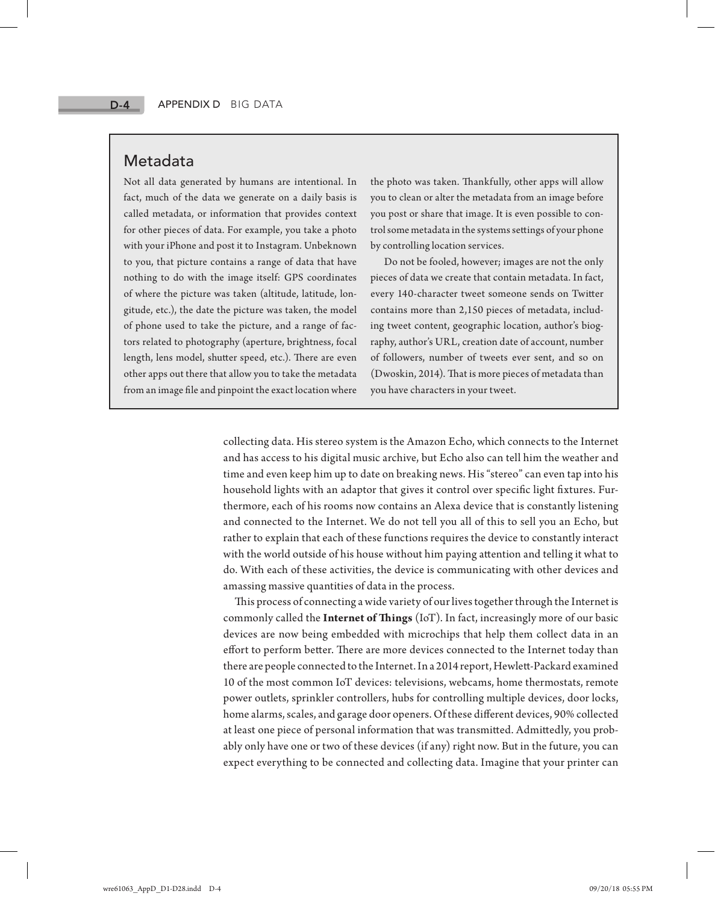## Metadata

Not all data generated by humans are intentional. In fact, much of the data we generate on a daily basis is called metadata, or information that provides context for other pieces of data. For example, you take a photo with your iPhone and post it to Instagram. Unbeknown to you, that picture contains a range of data that have nothing to do with the image itself: GPS coordinates of where the picture was taken (altitude, latitude, longitude, etc.), the date the picture was taken, the model of phone used to take the picture, and a range of factors related to photography (aperture, brightness, focal length, lens model, shutter speed, etc.). There are even other apps out there that allow you to take the metadata from an image file and pinpoint the exact location where the photo was taken. Thankfully, other apps will allow you to clean or alter the metadata from an image before you post or share that image. It is even possible to control some metadata in the systems settings of your phone by controlling location services.

Do not be fooled, however; images are not the only pieces of data we create that contain metadata. In fact, every 140-character tweet someone sends on Twitter contains more than 2,150 pieces of metadata, including tweet content, geographic location, author's biography, author's URL, creation date of account, number of followers, number of tweets ever sent, and so on (Dwoskin, 2014). That is more pieces of metadata than you have characters in your tweet.

collecting data. His stereo system is the Amazon Echo, which connects to the Internet and has access to his digital music archive, but Echo also can tell him the weather and time and even keep him up to date on breaking news. His "stereo" can even tap into his household lights with an adaptor that gives it control over specific light fixtures. Furthermore, each of his rooms now contains an Alexa device that is constantly listening and connected to the Internet. We do not tell you all of this to sell you an Echo, but rather to explain that each of these functions requires the device to constantly interact with the world outside of his house without him paying attention and telling it what to do. With each of these activities, the device is communicating with other devices and amassing massive quantities of data in the process.

This process of connecting a wide variety of our lives together through the Internet is commonly called the **Internet of Things** (IoT). In fact, increasingly more of our basic devices are now being embedded with microchips that help them collect data in an effort to perform better. There are more devices connected to the Internet today than there are people connected to the Internet. In a 2014 report, Hewlett-Packard examined 10 of the most common IoT devices: televisions, webcams, home thermostats, remote power outlets, sprinkler controllers, hubs for controlling multiple devices, door locks, home alarms, scales, and garage door openers. Of these different devices, 90% collected at least one piece of personal information that was transmitted. Admittedly, you probably only have one or two of these devices (if any) right now. But in the future, you can expect everything to be connected and collecting data. Imagine that your printer can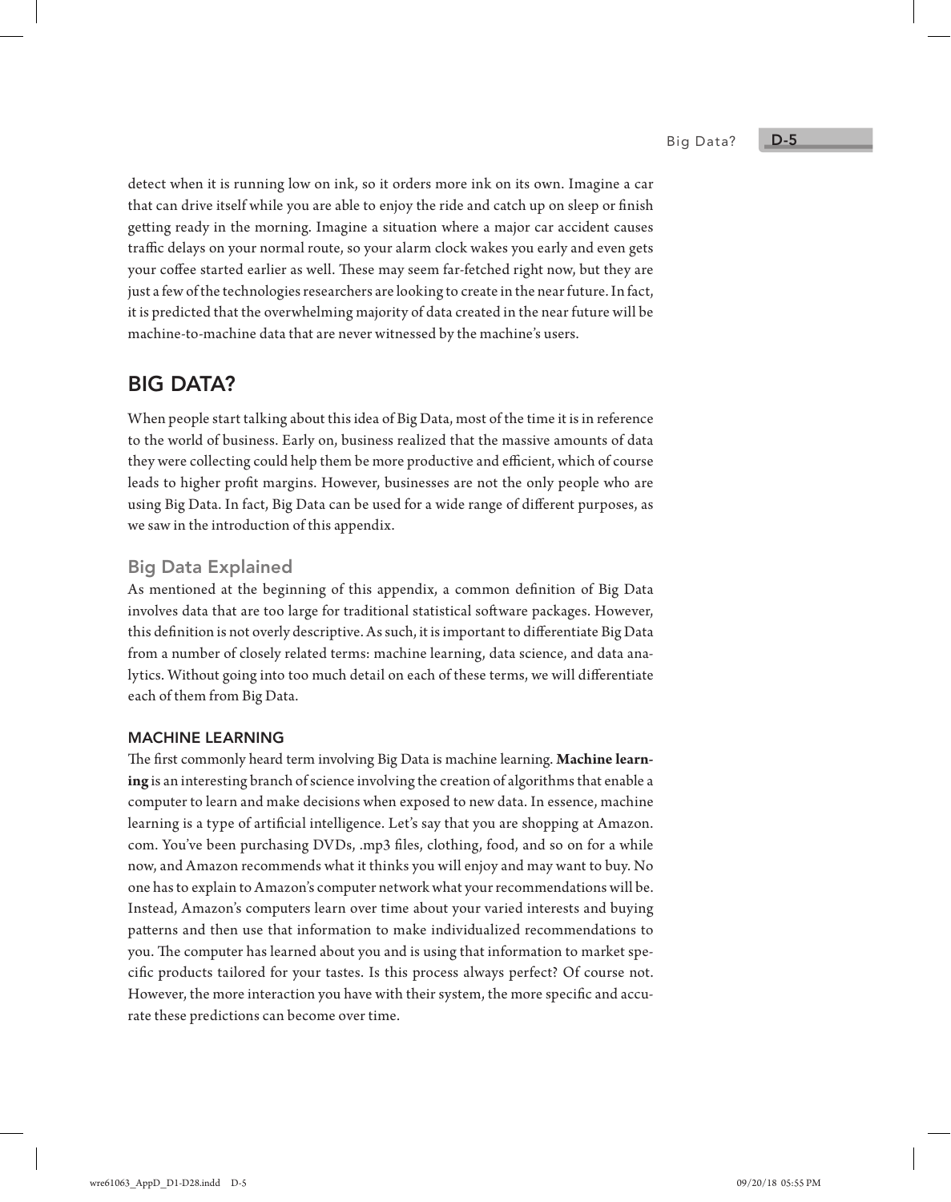detect when it is running low on ink, so it orders more ink on its own. Imagine a car that can drive itself while you are able to enjoy the ride and catch up on sleep or finish getting ready in the morning. Imagine a situation where a major car accident causes traffic delays on your normal route, so your alarm clock wakes you early and even gets your coffee started earlier as well. These may seem far-fetched right now, but they are just a few of the technologies researchers are looking to create in the near future. In fact, it is predicted that the overwhelming majority of data created in the near future will be machine-to-machine data that are never witnessed by the machine's users.

## BIG DATA?

When people start talking about this idea of Big Data, most of the time it is in reference to the world of business. Early on, business realized that the massive amounts of data they were collecting could help them be more productive and efficient, which of course leads to higher profit margins. However, businesses are not the only people who are using Big Data. In fact, Big Data can be used for a wide range of different purposes, as we saw in the introduction of this appendix.

### Big Data Explained

As mentioned at the beginning of this appendix, a common definition of Big Data involves data that are too large for traditional statistical software packages. However, this definition is not overly descriptive. As such, it is important to differentiate Big Data from a number of closely related terms: machine learning, data science, and data analytics. Without going into too much detail on each of these terms, we will differentiate each of them from Big Data.

#### MACHINE LEARNING

The first commonly heard term involving Big Data is machine learning. **Machine learning** is an interesting branch of science involving the creation of algorithms that enable a computer to learn and make decisions when exposed to new data. In essence, machine learning is a type of artificial intelligence. Let's say that you are shopping at Amazon.com. You've been purchasing DVDs, .mp3 files, clothing, food, and so on for a while now, and Amazon recommends what it thinks you will enjoy and may want to buy. No one has to explain to Amazon's computer network what your recommendations will be. Instead, Amazon's computers learn over time about your varied interests and buying patterns and then use that information to make individualized recommendations to you. The computer has learned about you and is using that information to market specific products tailored for your tastes. Is this process always perfect? Of course not. However, the more interaction you have with their system, the more specific and accurate these predictions can become over time.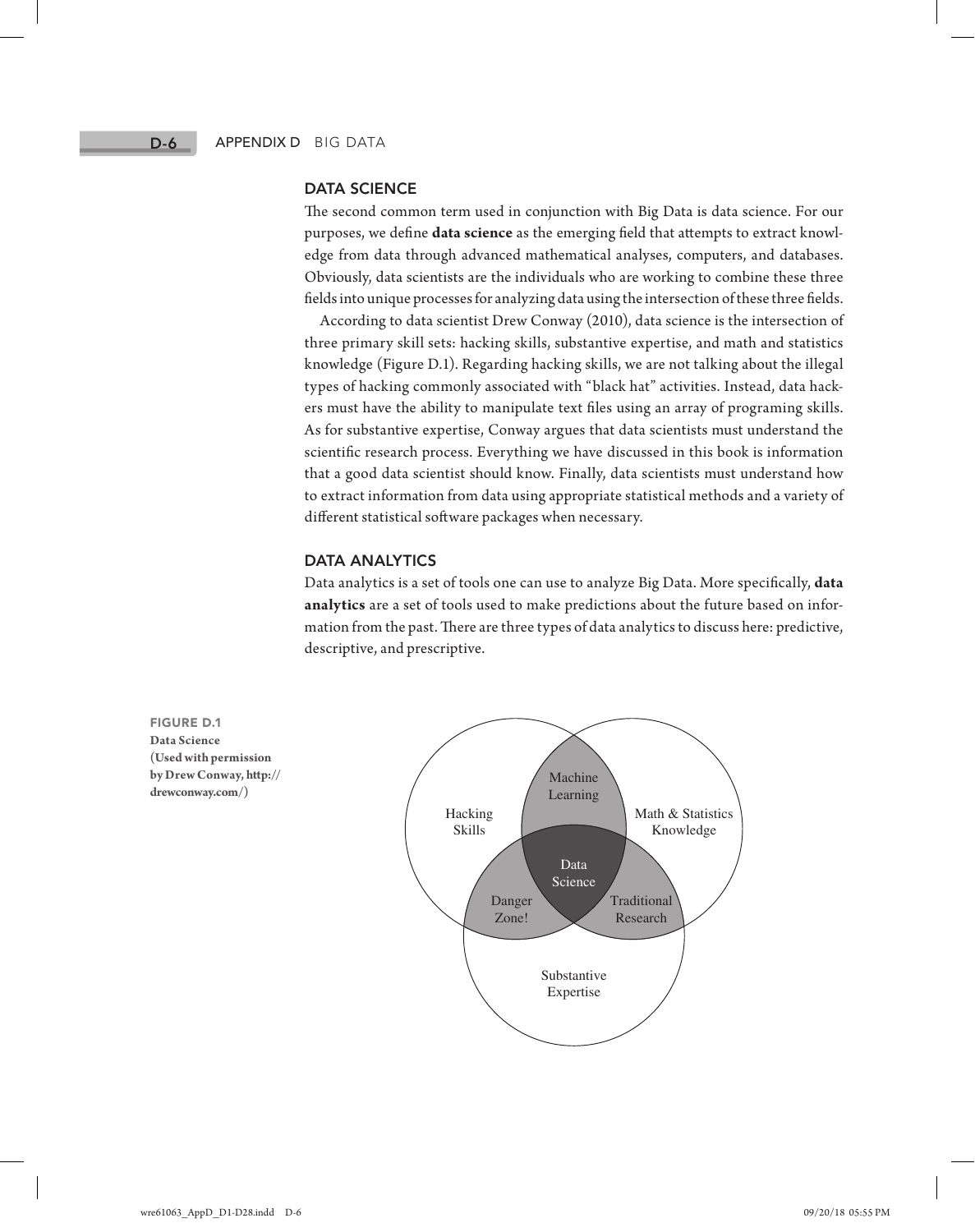## DATA SCIENCE

The second common term used in conjunction with Big Data is data science. For our purposes, we define **data science** as the emerging field that attempts to extract knowledge from data through advanced mathematical analyses, computers, and databases. Obviously, data scientists are the individuals who are working to combine these three fields into unique processes for analyzing data using the intersection of these three fields.

According to data scientist Drew Conway (2010), data science is the intersection of three primary skill sets: hacking skills, substantive expertise, and math and statistics knowledge (Figure D.1). Regarding hacking skills, we are not talking about the illegal types of hacking commonly associated with "black hat" activities. Instead, data hackers must have the ability to manipulate text files using an array of programing skills. As for substantive expertise, Conway argues that data scientists must understand the scientific research process. Everything we have discussed in this book is information that a good data scientist should know. Finally, data scientists must understand how to extract information from data using appropriate statistical methods and a variety of different statistical software packages when necessary.

## DATA ANALYTICS

Data analytics is a set of tools one can use to analyze Big Data. More specifically, **data analytics** are a set of tools used to make predictions about the future based on information from the past. There are three types of data analytics to discuss here: predictive, descriptive, and prescriptive.

**FIGURE D.1**
**Data Science (Used with permission by Drew Conway, http://drewconway.com/)**

Hacking Skills | Math & Statistics Knowledge | Substantive Expertise | Machine Learning | Danger Zone! | Traditional Research | Data Science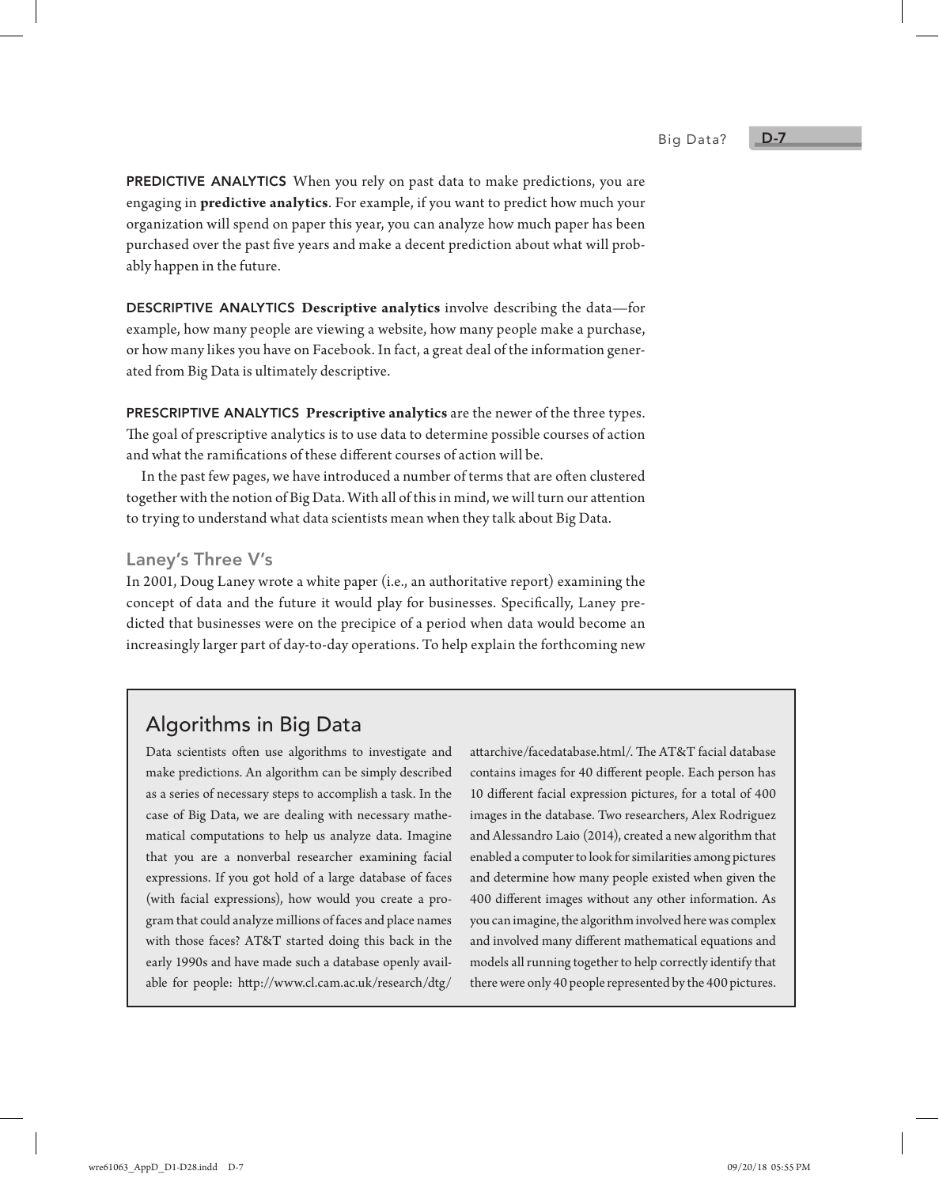**PREDICTIVE ANALYTICS** When you rely on past data to make predictions, you are engaging in **predictive analytics**. For example, if you want to predict how much your organization will spend on paper this year, you can analyze how much paper has been purchased over the past five years and make a decent prediction about what will probably happen in the future.

**DESCRIPTIVE ANALYTICS** **Descriptive analytics** involve describing the data—for example, how many people are viewing a website, how many people make a purchase, or how many likes you have on Facebook. In fact, a great deal of the information generated from Big Data is ultimately descriptive.

**PRESCRIPTIVE ANALYTICS** **Prescriptive analytics** are the newer of the three types. The goal of prescriptive analytics is to use data to determine possible courses of action and what the ramifications of these different courses of action will be.

In the past few pages, we have introduced a number of terms that are often clustered together with the notion of Big Data. With all of this in mind, we will turn our attention to trying to understand what data scientists mean when they talk about Big Data.

## Laney's Three V's

In 2001, Doug Laney wrote a white paper (i.e., an authoritative report) examining the concept of data and the future it would play for businesses. Specifically, Laney predicted that businesses were on the precipice of a period when data would become an increasingly larger part of day-to-day operations. To help explain the forthcoming new

### Algorithms in Big Data

Data scientists often use algorithms to investigate and make predictions. An algorithm can be simply described as a series of necessary steps to accomplish a task. In the case of Big Data, we are dealing with necessary mathematical computations to help us analyze data. Imagine that you are a nonverbal researcher examining facial expressions. If you got hold of a large database of faces (with facial expressions), how would you create a program that could analyze millions of faces and place names with those faces? AT&T started doing this back in the early 1990s and have made such a database openly available for people: http://www.cl.cam.ac.uk/research/dtg/attarchive/facedatabase.html/. The AT&T facial database contains images for 40 different people. Each person has 10 different facial expression pictures, for a total of 400 images in the database. Two researchers, Alex Rodriguez and Alessandro Laio (2014), created a new algorithm that enabled a computer to look for similarities among pictures and determine how many people existed when given the 400 different images without any other information. As you can imagine, the algorithm involved here was complex and involved many different mathematical equations and models all running together to help correctly identify that there were only 40 people represented by the 400 pictures.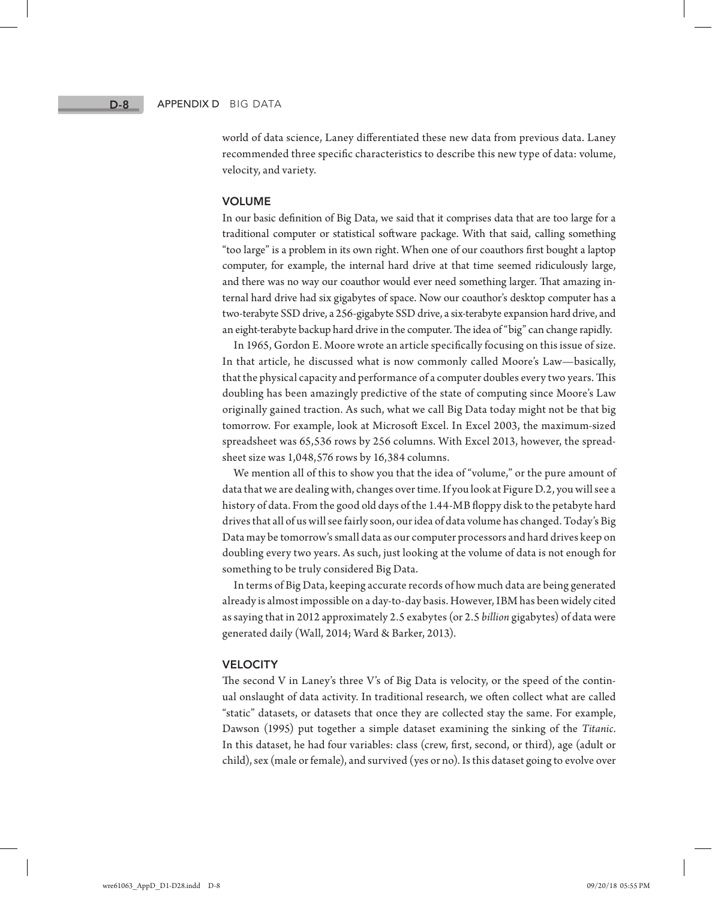world of data science, Laney differentiated these new data from previous data. Laney recommended three specific characteristics to describe this new type of data: volume, velocity, and variety.

## VOLUME

In our basic definition of Big Data, we said that it comprises data that are too large for a traditional computer or statistical software package. With that said, calling something "too large" is a problem in its own right. When one of our coauthors first bought a laptop computer, for example, the internal hard drive at that time seemed ridiculously large, and there was no way our coauthor would ever need something larger. That amazing internal hard drive had six gigabytes of space. Now our coauthor's desktop computer has a two-terabyte SSD drive, a 256-gigabyte SSD drive, a six-terabyte expansion hard drive, and an eight-terabyte backup hard drive in the computer. The idea of "big" can change rapidly.

In 1965, Gordon E. Moore wrote an article specifically focusing on this issue of size. In that article, he discussed what is now commonly called Moore's Law—basically, that the physical capacity and performance of a computer doubles every two years. This doubling has been amazingly predictive of the state of computing since Moore's Law originally gained traction. As such, what we call Big Data today might not be that big tomorrow. For example, look at Microsoft Excel. In Excel 2003, the maximum-sized spreadsheet was 65,536 rows by 256 columns. With Excel 2013, however, the spreadsheet size was 1,048,576 rows by 16,384 columns.

We mention all of this to show you that the idea of "volume," or the pure amount of data that we are dealing with, changes over time. If you look at Figure D.2, you will see a history of data. From the good old days of the 1.44-MB floppy disk to the petabyte hard drives that all of us will see fairly soon, our idea of data volume has changed. Today's Big Data may be tomorrow's small data as our computer processors and hard drives keep on doubling every two years. As such, just looking at the volume of data is not enough for something to be truly considered Big Data.

In terms of Big Data, keeping accurate records of how much data are being generated already is almost impossible on a day-to-day basis. However, IBM has been widely cited as saying that in 2012 approximately 2.5 exabytes (or 2.5 *billion* gigabytes) of data were generated daily (Wall, 2014; Ward & Barker, 2013).

## VELOCITY

The second V in Laney's three V's of Big Data is velocity, or the speed of the continual onslaught of data activity. In traditional research, we often collect what are called "static" datasets, or datasets that once they are collected stay the same. For example, Dawson (1995) put together a simple dataset examining the sinking of the *Titanic*. In this dataset, he had four variables: class (crew, first, second, or third), age (adult or child), sex (male or female), and survived (yes or no). Is this dataset going to evolve over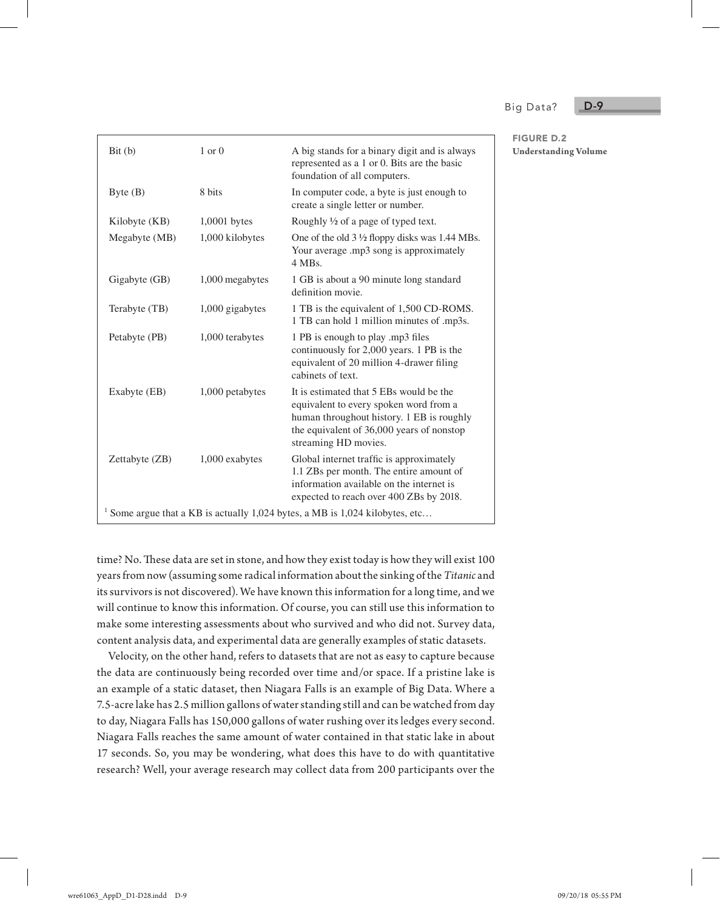**FIGURE D.2**
**Understanding Volume**

| | | |
|---|---|---|
| Bit (b) | 1 or 0 | A big stands for a binary digit and is always represented as a 1 or 0. Bits are the basic foundation of all computers. |
| Byte (B) | 8 bits | In computer code, a byte is just enough to create a single letter or number. |
| Kilobyte (KB) | 1,000[1] bytes | Roughly ½ of a page of typed text. |
| Megabyte (MB) | 1,000 kilobytes | One of the old 3 ½ floppy disks was 1.44 MBs. Your average .mp3 song is approximately 4 MBs. |
| Gigabyte (GB) | 1,000 megabytes | 1 GB is about a 90 minute long standard definition movie. |
| Terabyte (TB) | 1,000 gigabytes | 1 TB is the equivalent of 1,500 CD-ROMS. 1 TB can hold 1 million minutes of .mp3s. |
| Petabyte (PB) | 1,000 terabytes | 1 PB is enough to play .mp3 files continuously for 2,000 years. 1 PB is the equivalent of 20 million 4-drawer filing cabinets of text. |
| Exabyte (EB) | 1,000 petabytes | It is estimated that 5 EBs would be the equivalent to every spoken word from a human throughout history. 1 EB is roughly the equivalent of 36,000 years of nonstop streaming HD movies. |
| Zettabyte (ZB) | 1,000 exabytes | Global internet traffic is approximately 1.1 ZBs per month. The entire amount of information available on the internet is expected to reach over 400 ZBs by 2018. |

[1] Some argue that a KB is actually 1,024 bytes, a MB is 1,024 kilobytes, etc…

time? No. These data are set in stone, and how they exist today is how they will exist 100 years from now (assuming some radical information about the sinking of the *Titanic* and its survivors is not discovered). We have known this information for a long time, and we will continue to know this information. Of course, you can still use this information to make some interesting assessments about who survived and who did not. Survey data, content analysis data, and experimental data are generally examples of static datasets.

Velocity, on the other hand, refers to datasets that are not as easy to capture because the data are continuously being recorded over time and/or space. If a pristine lake is an example of a static dataset, then Niagara Falls is an example of Big Data. Where a 7.5-acre lake has 2.5 million gallons of water standing still and can be watched from day to day, Niagara Falls has 150,000 gallons of water rushing over its ledges every second. Niagara Falls reaches the same amount of water contained in that static lake in about 17 seconds. So, you may be wondering, what does this have to do with quantitative research? Well, your average research may collect data from 200 participants over the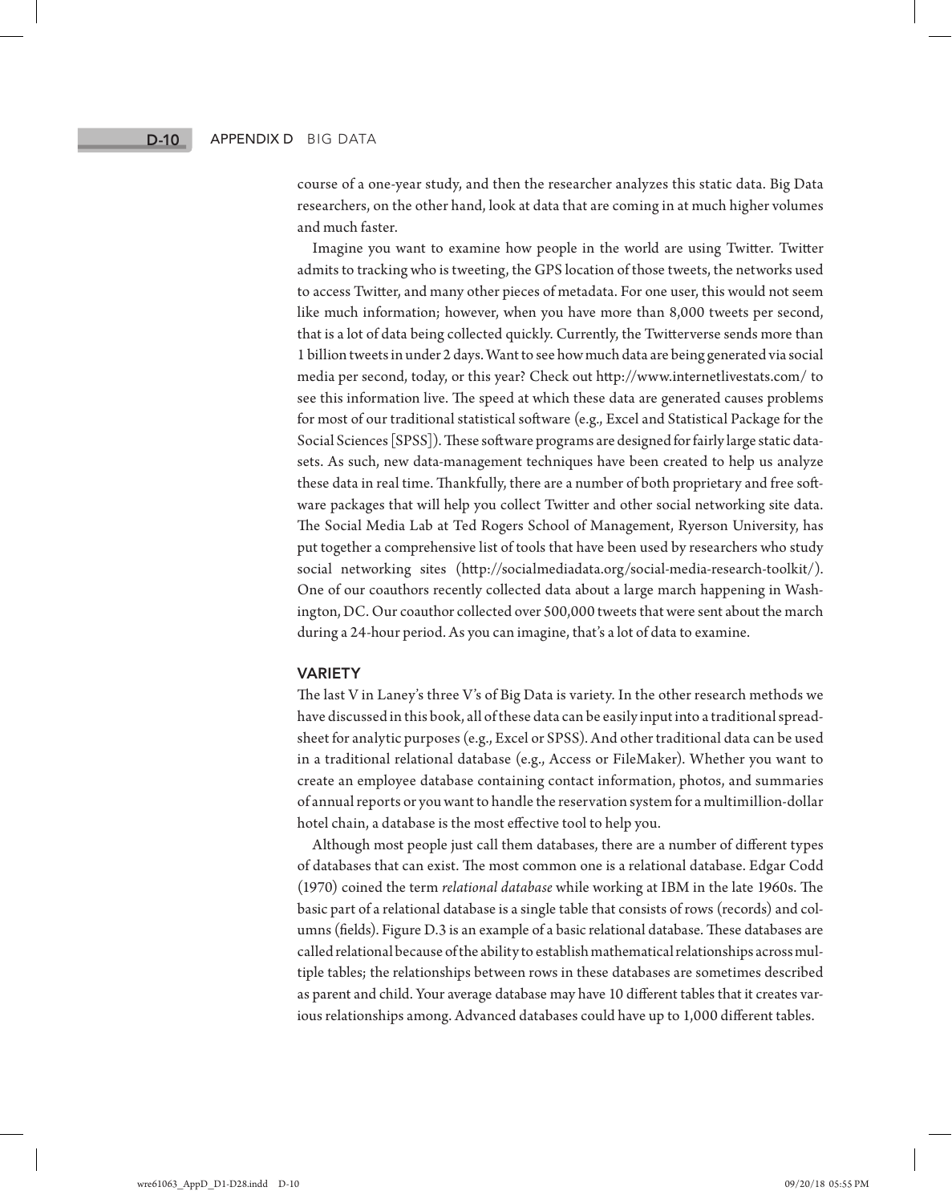course of a one-year study, and then the researcher analyzes this static data. Big Data researchers, on the other hand, look at data that are coming in at much higher volumes and much faster.

Imagine you want to examine how people in the world are using Twitter. Twitter admits to tracking who is tweeting, the GPS location of those tweets, the networks used to access Twitter, and many other pieces of metadata. For one user, this would not seem like much information; however, when you have more than 8,000 tweets per second, that is a lot of data being collected quickly. Currently, the Twitterverse sends more than 1 billion tweets in under 2 days. Want to see how much data are being generated via social media per second, today, or this year? Check out http://www.internetlivestats.com/ to see this information live. The speed at which these data are generated causes problems for most of our traditional statistical software (e.g., Excel and Statistical Package for the Social Sciences [SPSS]). These software programs are designed for fairly large static datasets. As such, new data-management techniques have been created to help us analyze these data in real time. Thankfully, there are a number of both proprietary and free software packages that will help you collect Twitter and other social networking site data. The Social Media Lab at Ted Rogers School of Management, Ryerson University, has put together a comprehensive list of tools that have been used by researchers who study social networking sites (http://socialmediadata.org/social-media-research-toolkit/). One of our coauthors recently collected data about a large march happening in Washington, DC. Our coauthor collected over 500,000 tweets that were sent about the march during a 24-hour period. As you can imagine, that's a lot of data to examine.

## VARIETY

The last V in Laney's three V's of Big Data is variety. In the other research methods we have discussed in this book, all of these data can be easily input into a traditional spreadsheet for analytic purposes (e.g., Excel or SPSS). And other traditional data can be used in a traditional relational database (e.g., Access or FileMaker). Whether you want to create an employee database containing contact information, photos, and summaries of annual reports or you want to handle the reservation system for a multimillion-dollar hotel chain, a database is the most effective tool to help you.

Although most people just call them databases, there are a number of different types of databases that can exist. The most common one is a relational database. Edgar Codd (1970) coined the term *relational database* while working at IBM in the late 1960s. The basic part of a relational database is a single table that consists of rows (records) and columns (fields). Figure D.3 is an example of a basic relational database. These databases are called relational because of the ability to establish mathematical relationships across multiple tables; the relationships between rows in these databases are sometimes described as parent and child. Your average database may have 10 different tables that it creates various relationships among. Advanced databases could have up to 1,000 different tables.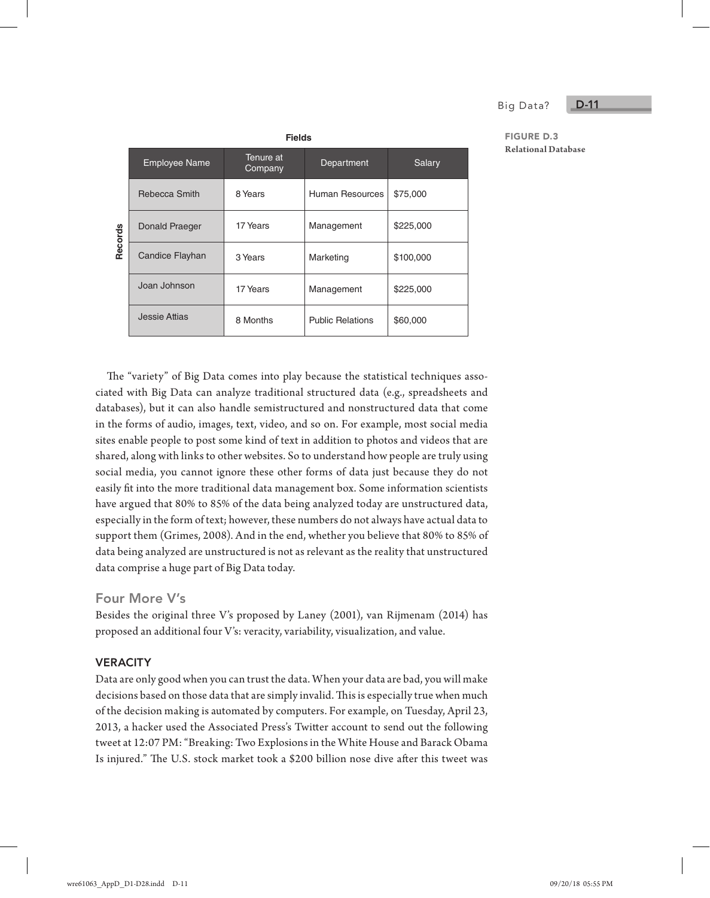FIGURE D.3
**Relational Database**

Fields

| Employee Name | Tenure at Company | Department | Salary |
|---|---|---|---|
| Rebecca Smith | 8 Years | Human Resources | $75,000 |
| Donald Praeger | 17 Years | Management | $225,000 |
| Candice Flayhan | 3 Years | Marketing | $100,000 |
| Joan Johnson | 17 Years | Management | $225,000 |
| Jessie Attias | 8 Months | Public Relations | $60,000 |

Records

The "variety" of Big Data comes into play because the statistical techniques associated with Big Data can analyze traditional structured data (e.g., spreadsheets and databases), but it can also handle semistructured and nonstructured data that come in the forms of audio, images, text, video, and so on. For example, most social media sites enable people to post some kind of text in addition to photos and videos that are shared, along with links to other websites. So to understand how people are truly using social media, you cannot ignore these other forms of data just because they do not easily fit into the more traditional data management box. Some information scientists have argued that 80% to 85% of the data being analyzed today are unstructured data, especially in the form of text; however, these numbers do not always have actual data to support them (Grimes, 2008). And in the end, whether you believe that 80% to 85% of data being analyzed are unstructured is not as relevant as the reality that unstructured data comprise a huge part of Big Data today.

## Four More V's

Besides the original three V's proposed by Laney (2001), van Rijmenam (2014) has proposed an additional four V's: veracity, variability, visualization, and value.

### VERACITY

Data are only good when you can trust the data. When your data are bad, you will make decisions based on those data that are simply invalid. This is especially true when much of the decision making is automated by computers. For example, on Tuesday, April 23, 2013, a hacker used the Associated Press's Twitter account to send out the following tweet at 12:07 PM: "Breaking: Two Explosions in the White House and Barack Obama Is injured." The U.S. stock market took a $200 billion nose dive after this tweet was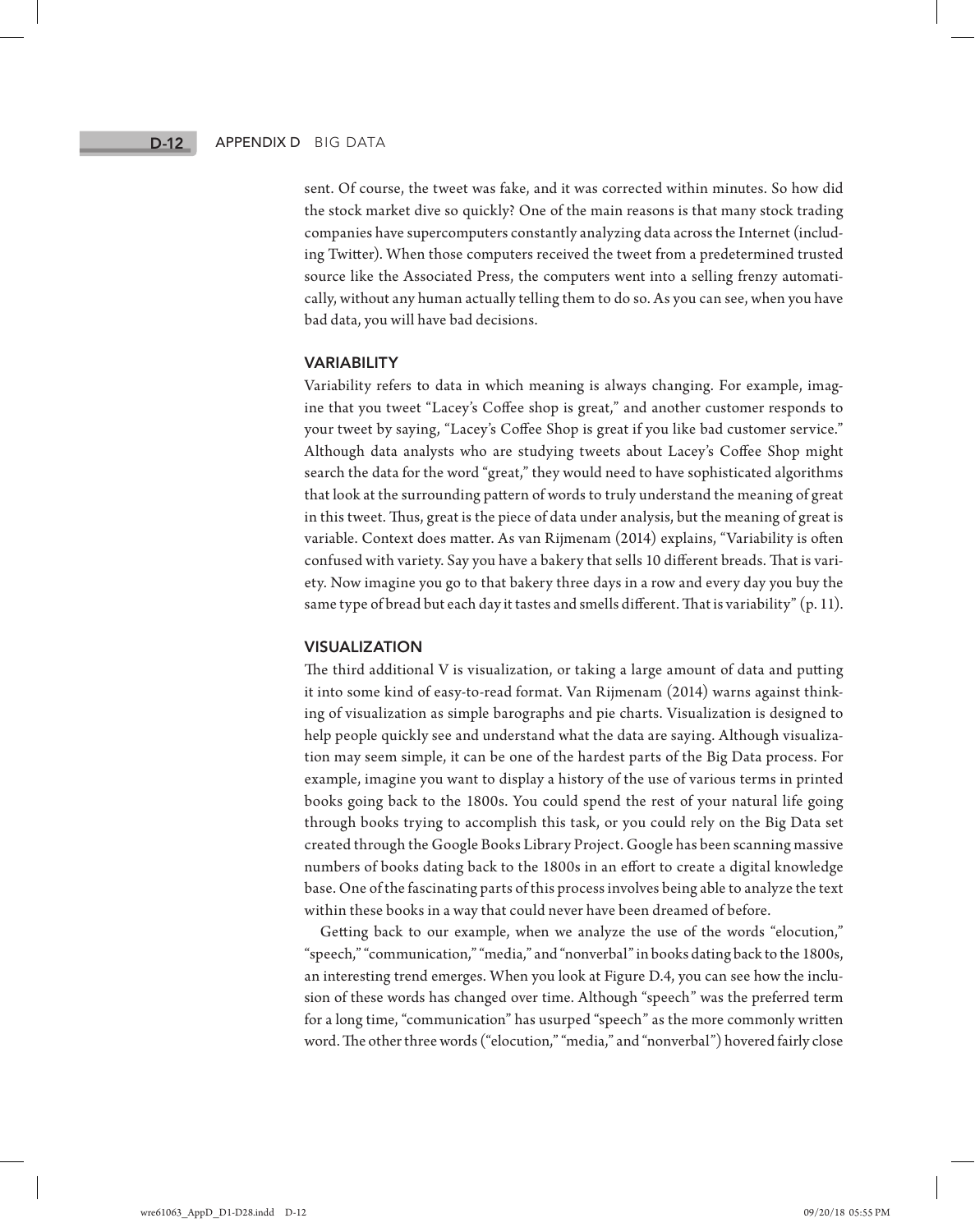sent. Of course, the tweet was fake, and it was corrected within minutes. So how did the stock market dive so quickly? One of the main reasons is that many stock trading companies have supercomputers constantly analyzing data across the Internet (including Twitter). When those computers received the tweet from a predetermined trusted source like the Associated Press, the computers went into a selling frenzy automatically, without any human actually telling them to do so. As you can see, when you have bad data, you will have bad decisions.

### VARIABILITY

Variability refers to data in which meaning is always changing. For example, imagine that you tweet "Lacey's Coffee shop is great," and another customer responds to your tweet by saying, "Lacey's Coffee Shop is great if you like bad customer service." Although data analysts who are studying tweets about Lacey's Coffee Shop might search the data for the word "great," they would need to have sophisticated algorithms that look at the surrounding pattern of words to truly understand the meaning of great in this tweet. Thus, great is the piece of data under analysis, but the meaning of great is variable. Context does matter. As van Rijmenam (2014) explains, "Variability is often confused with variety. Say you have a bakery that sells 10 different breads. That is variety. Now imagine you go to that bakery three days in a row and every day you buy the same type of bread but each day it tastes and smells different. That is variability" (p. 11).

### VISUALIZATION

The third additional V is visualization, or taking a large amount of data and putting it into some kind of easy-to-read format. Van Rijmenam (2014) warns against thinking of visualization as simple barographs and pie charts. Visualization is designed to help people quickly see and understand what the data are saying. Although visualization may seem simple, it can be one of the hardest parts of the Big Data process. For example, imagine you want to display a history of the use of various terms in printed books going back to the 1800s. You could spend the rest of your natural life going through books trying to accomplish this task, or you could rely on the Big Data set created through the Google Books Library Project. Google has been scanning massive numbers of books dating back to the 1800s in an effort to create a digital knowledge base. One of the fascinating parts of this process involves being able to analyze the text within these books in a way that could never have been dreamed of before.

Getting back to our example, when we analyze the use of the words "elocution," "speech," "communication," "media," and "nonverbal" in books dating back to the 1800s, an interesting trend emerges. When you look at Figure D.4, you can see how the inclusion of these words has changed over time. Although "speech" was the preferred term for a long time, "communication" has usurped "speech" as the more commonly written word. The other three words ("elocution," "media," and "nonverbal") hovered fairly close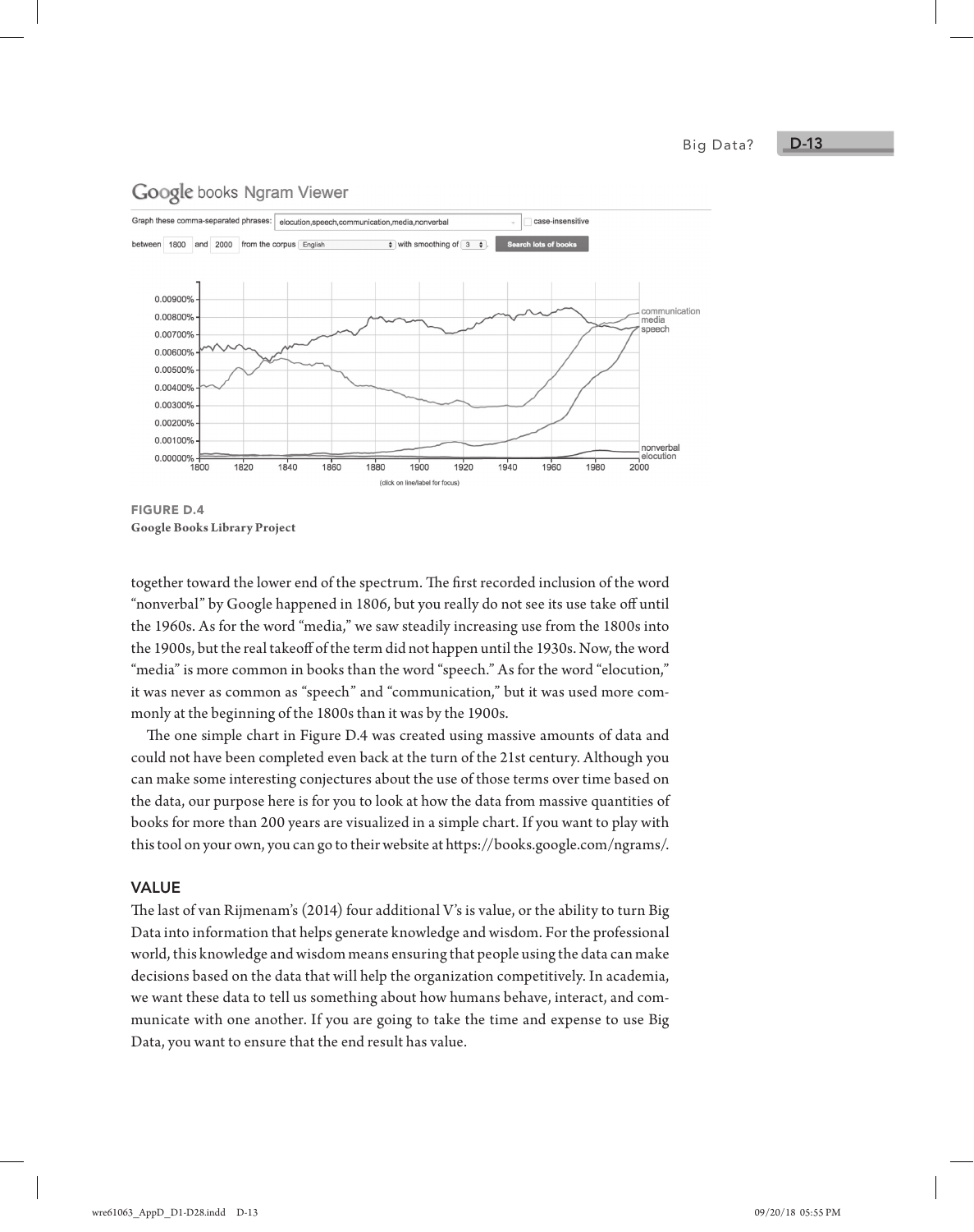FIGURE D.4
**Google Books Library Project**

together toward the lower end of the spectrum. The first recorded inclusion of the word "nonverbal" by Google happened in 1806, but you really do not see its use take off until the 1960s. As for the word "media," we saw steadily increasing use from the 1800s into the 1900s, but the real takeoff of the term did not happen until the 1930s. Now, the word "media" is more common in books than the word "speech." As for the word "elocution," it was never as common as "speech" and "communication," but it was used more commonly at the beginning of the 1800s than it was by the 1900s.

The one simple chart in Figure D.4 was created using massive amounts of data and could not have been completed even back at the turn of the 21st century. Although you can make some interesting conjectures about the use of those terms over time based on the data, our purpose here is for you to look at how the data from massive quantities of books for more than 200 years are visualized in a simple chart. If you want to play with this tool on your own, you can go to their website at https://books.google.com/ngrams/.

### VALUE

The last of van Rijmenam's (2014) four additional V's is value, or the ability to turn Big Data into information that helps generate knowledge and wisdom. For the professional world, this knowledge and wisdom means ensuring that people using the data can make decisions based on the data that will help the organization competitively. In academia, we want these data to tell us something about how humans behave, interact, and communicate with one another. If you are going to take the time and expense to use Big Data, you want to ensure that the end result has value.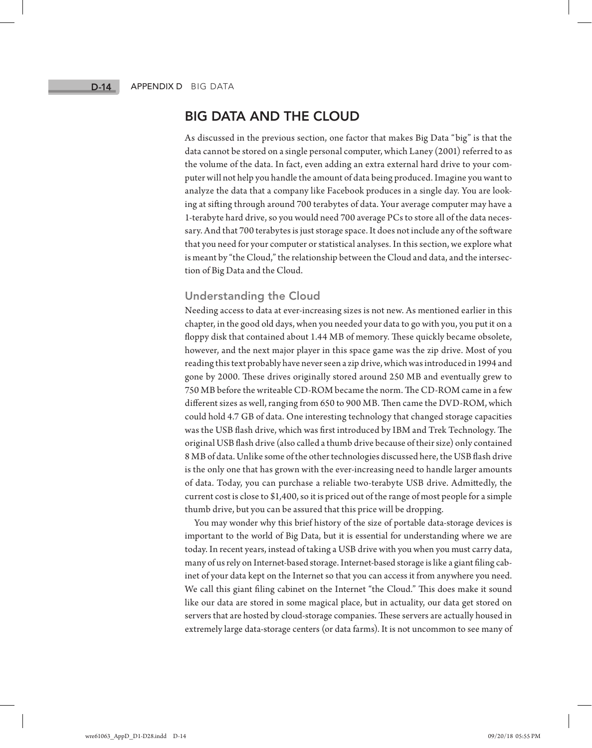## BIG DATA AND THE CLOUD

As discussed in the previous section, one factor that makes Big Data "big" is that the data cannot be stored on a single personal computer, which Laney (2001) referred to as the volume of the data. In fact, even adding an extra external hard drive to your computer will not help you handle the amount of data being produced. Imagine you want to analyze the data that a company like Facebook produces in a single day. You are looking at sifting through around 700 terabytes of data. Your average computer may have a 1-terabyte hard drive, so you would need 700 average PCs to store all of the data necessary. And that 700 terabytes is just storage space. It does not include any of the software that you need for your computer or statistical analyses. In this section, we explore what is meant by "the Cloud," the relationship between the Cloud and data, and the intersection of Big Data and the Cloud.

### Understanding the Cloud

Needing access to data at ever-increasing sizes is not new. As mentioned earlier in this chapter, in the good old days, when you needed your data to go with you, you put it on a floppy disk that contained about 1.44 MB of memory. These quickly became obsolete, however, and the next major player in this space game was the zip drive. Most of you reading this text probably have never seen a zip drive, which was introduced in 1994 and gone by 2000. These drives originally stored around 250 MB and eventually grew to 750 MB before the writeable CD-ROM became the norm. The CD-ROM came in a few different sizes as well, ranging from 650 to 900 MB. Then came the DVD-ROM, which could hold 4.7 GB of data. One interesting technology that changed storage capacities was the USB flash drive, which was first introduced by IBM and Trek Technology. The original USB flash drive (also called a thumb drive because of their size) only contained 8 MB of data. Unlike some of the other technologies discussed here, the USB flash drive is the only one that has grown with the ever-increasing need to handle larger amounts of data. Today, you can purchase a reliable two-terabyte USB drive. Admittedly, the current cost is close to $1,400, so it is priced out of the range of most people for a simple thumb drive, but you can be assured that this price will be dropping.

You may wonder why this brief history of the size of portable data-storage devices is important to the world of Big Data, but it is essential for understanding where we are today. In recent years, instead of taking a USB drive with you when you must carry data, many of us rely on Internet-based storage. Internet-based storage is like a giant filing cabinet of your data kept on the Internet so that you can access it from anywhere you need. We call this giant filing cabinet on the Internet "the Cloud." This does make it sound like our data are stored in some magical place, but in actuality, our data get stored on servers that are hosted by cloud-storage companies. These servers are actually housed in extremely large data-storage centers (or data farms). It is not uncommon to see many of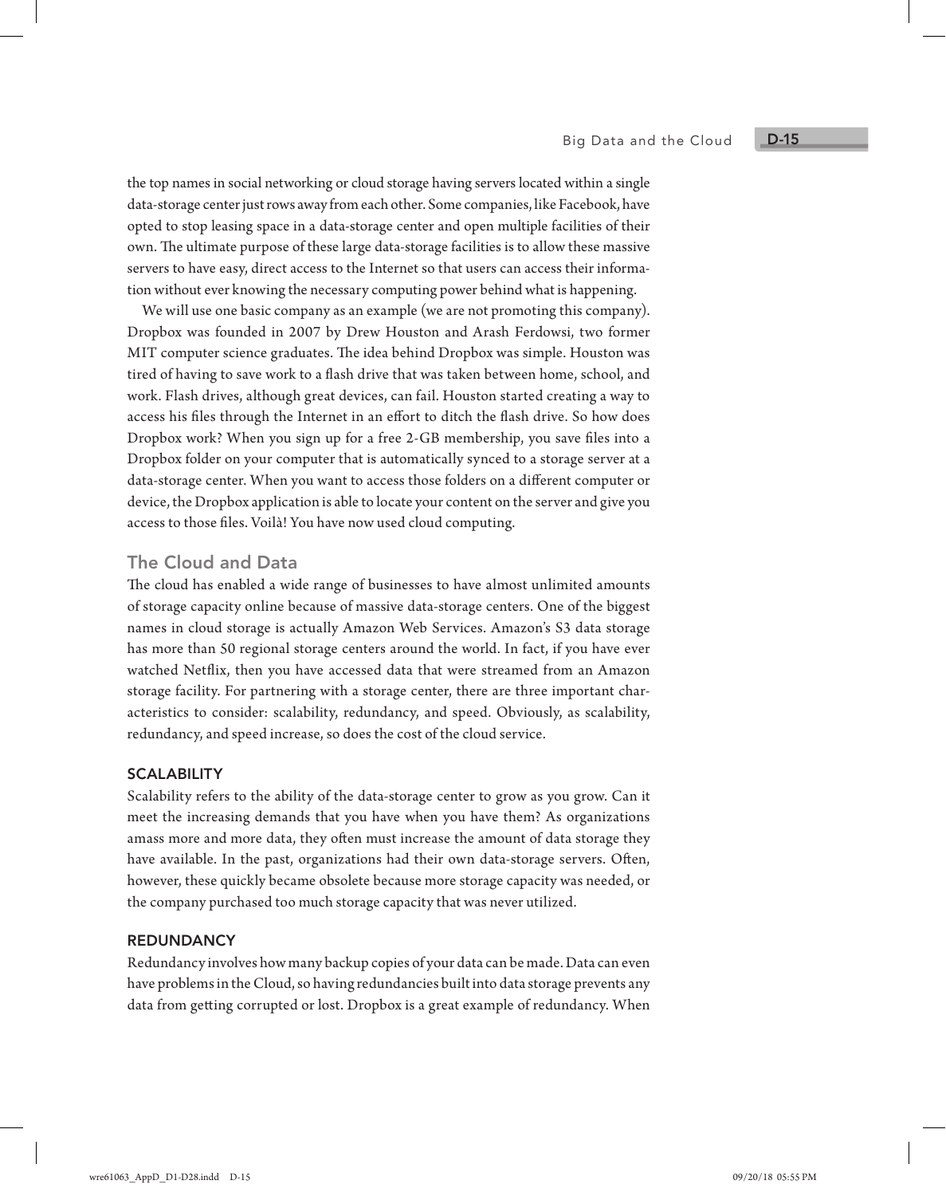the top names in social networking or cloud storage having servers located within a single data-storage center just rows away from each other. Some companies, like Facebook, have opted to stop leasing space in a data-storage center and open multiple facilities of their own. The ultimate purpose of these large data-storage facilities is to allow these massive servers to have easy, direct access to the Internet so that users can access their information without ever knowing the necessary computing power behind what is happening.

We will use one basic company as an example (we are not promoting this company). Dropbox was founded in 2007 by Drew Houston and Arash Ferdowsi, two former MIT computer science graduates. The idea behind Dropbox was simple. Houston was tired of having to save work to a flash drive that was taken between home, school, and work. Flash drives, although great devices, can fail. Houston started creating a way to access his files through the Internet in an effort to ditch the flash drive. So how does Dropbox work? When you sign up for a free 2-GB membership, you save files into a Dropbox folder on your computer that is automatically synced to a storage server at a data-storage center. When you want to access those folders on a different computer or device, the Dropbox application is able to locate your content on the server and give you access to those files. Voilà! You have now used cloud computing.

## The Cloud and Data

The cloud has enabled a wide range of businesses to have almost unlimited amounts of storage capacity online because of massive data-storage centers. One of the biggest names in cloud storage is actually Amazon Web Services. Amazon's S3 data storage has more than 50 regional storage centers around the world. In fact, if you have ever watched Netflix, then you have accessed data that were streamed from an Amazon storage facility. For partnering with a storage center, there are three important characteristics to consider: scalability, redundancy, and speed. Obviously, as scalability, redundancy, and speed increase, so does the cost of the cloud service.

### SCALABILITY

Scalability refers to the ability of the data-storage center to grow as you grow. Can it meet the increasing demands that you have when you have them? As organizations amass more and more data, they often must increase the amount of data storage they have available. In the past, organizations had their own data-storage servers. Often, however, these quickly became obsolete because more storage capacity was needed, or the company purchased too much storage capacity that was never utilized.

### REDUNDANCY

Redundancy involves how many backup copies of your data can be made. Data can even have problems in the Cloud, so having redundancies built into data storage prevents any data from getting corrupted or lost. Dropbox is a great example of redundancy. When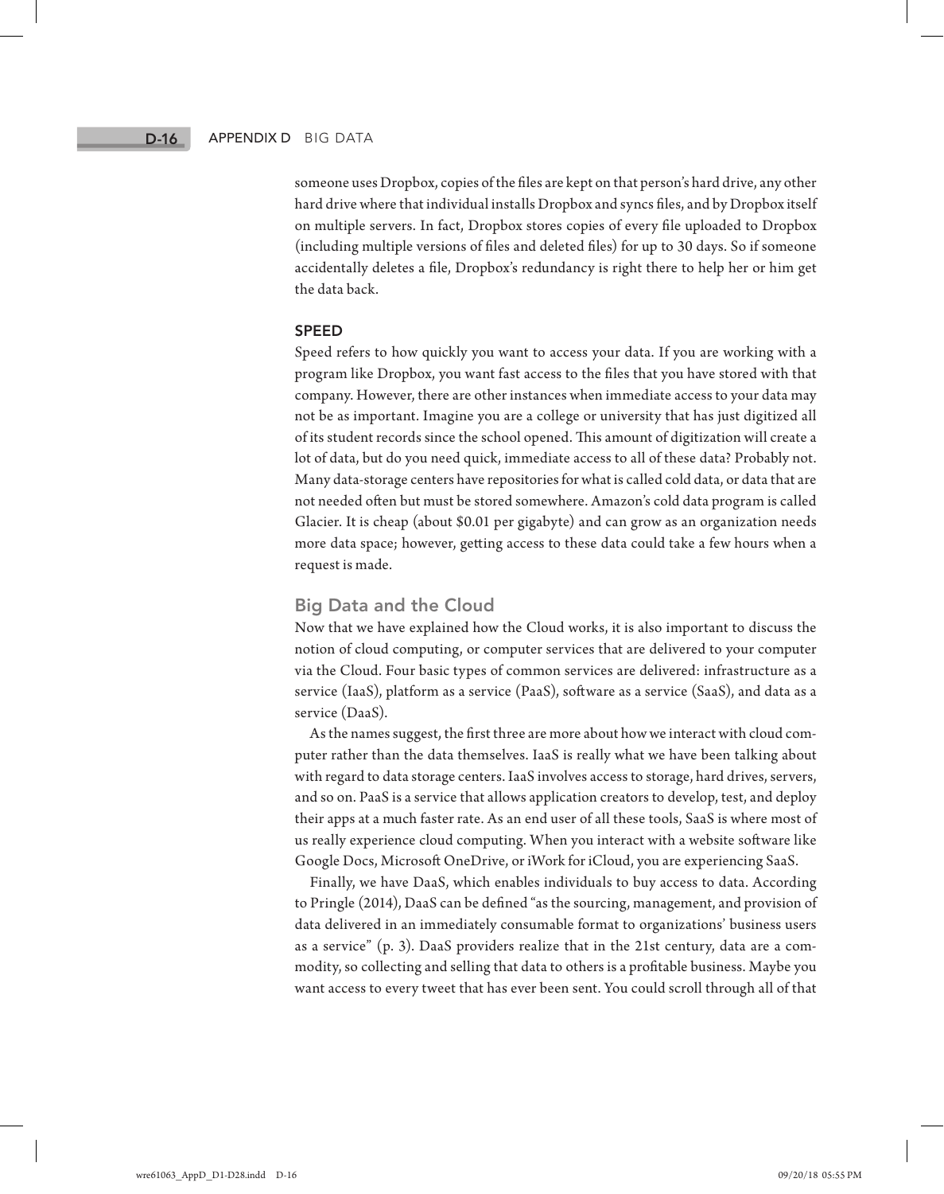someone uses Dropbox, copies of the files are kept on that person's hard drive, any other hard drive where that individual installs Dropbox and syncs files, and by Dropbox itself on multiple servers. In fact, Dropbox stores copies of every file uploaded to Dropbox (including multiple versions of files and deleted files) for up to 30 days. So if someone accidentally deletes a file, Dropbox's redundancy is right there to help her or him get the data back.

### SPEED

Speed refers to how quickly you want to access your data. If you are working with a program like Dropbox, you want fast access to the files that you have stored with that company. However, there are other instances when immediate access to your data may not be as important. Imagine you are a college or university that has just digitized all of its student records since the school opened. This amount of digitization will create a lot of data, but do you need quick, immediate access to all of these data? Probably not. Many data-storage centers have repositories for what is called cold data, or data that are not needed often but must be stored somewhere. Amazon's cold data program is called Glacier. It is cheap (about $0.01 per gigabyte) and can grow as an organization needs more data space; however, getting access to these data could take a few hours when a request is made.

## Big Data and the Cloud

Now that we have explained how the Cloud works, it is also important to discuss the notion of cloud computing, or computer services that are delivered to your computer via the Cloud. Four basic types of common services are delivered: infrastructure as a service (IaaS), platform as a service (PaaS), software as a service (SaaS), and data as a service (DaaS).

As the names suggest, the first three are more about how we interact with cloud computer rather than the data themselves. IaaS is really what we have been talking about with regard to data storage centers. IaaS involves access to storage, hard drives, servers, and so on. PaaS is a service that allows application creators to develop, test, and deploy their apps at a much faster rate. As an end user of all these tools, SaaS is where most of us really experience cloud computing. When you interact with a website software like Google Docs, Microsoft OneDrive, or iWork for iCloud, you are experiencing SaaS.

Finally, we have DaaS, which enables individuals to buy access to data. According to Pringle (2014), DaaS can be defined "as the sourcing, management, and provision of data delivered in an immediately consumable format to organizations' business users as a service" (p. 3). DaaS providers realize that in the 21st century, data are a commodity, so collecting and selling that data to others is a profitable business. Maybe you want access to every tweet that has ever been sent. You could scroll through all of that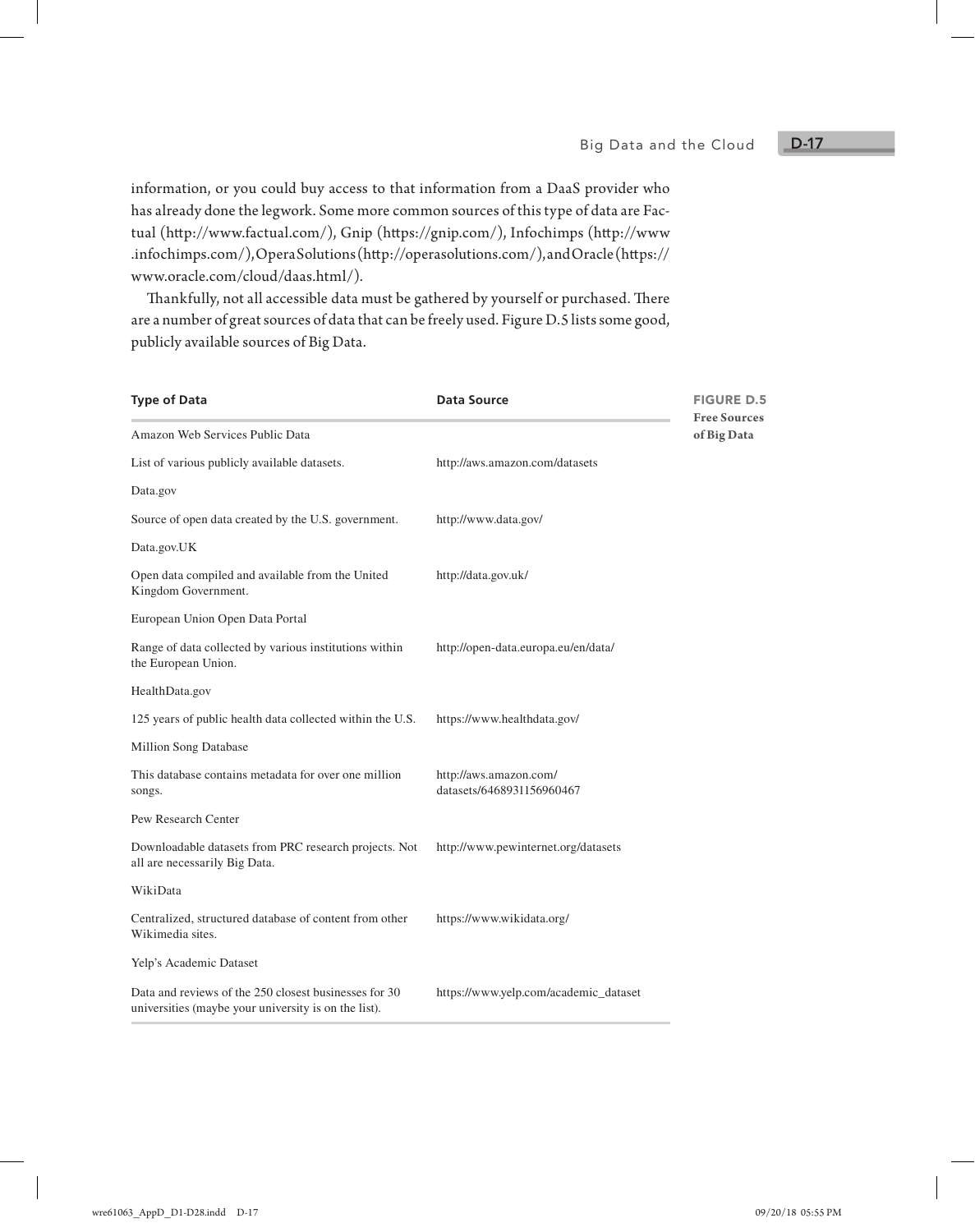information, or you could buy access to that information from a DaaS provider who has already done the legwork. Some more common sources of this type of data are Factual (http://www.factual.com/), Gnip (https://gnip.com/), Infochimps (http://www.infochimps.com/), Opera Solutions (http://operasolutions.com/), and Oracle (https://www.oracle.com/cloud/daas.html/).

Thankfully, not all accessible data must be gathered by yourself or purchased. There are a number of great sources of data that can be freely used. Figure D.5 lists some good, publicly available sources of Big Data.

**FIGURE D.5** **Free Sources of Big Data**

| Type of Data | Data Source |
|---|---|
| Amazon Web Services Public Data | |
| List of various publicly available datasets. | http://aws.amazon.com/datasets |
| Data.gov | |
| Source of open data created by the U.S. government. | http://www.data.gov/ |
| Data.gov.UK | |
| Open data compiled and available from the United Kingdom Government. | http://data.gov.uk/ |
| European Union Open Data Portal | |
| Range of data collected by various institutions within the European Union. | http://open-data.europa.eu/en/data/ |
| HealthData.gov | |
| 125 years of public health data collected within the U.S. | https://www.healthdata.gov/ |
| Million Song Database | |
| This database contains metadata for over one million songs. | http://aws.amazon.com/datasets/6468931156960467 |
| Pew Research Center | |
| Downloadable datasets from PRC research projects. Not all are necessarily Big Data. | http://www.pewinternet.org/datasets |
| WikiData | |
| Centralized, structured database of content from other Wikimedia sites. | https://www.wikidata.org/ |
| Yelp's Academic Dataset | |
| Data and reviews of the 250 closest businesses for 30 universities (maybe your university is on the list). | https://www.yelp.com/academic_dataset |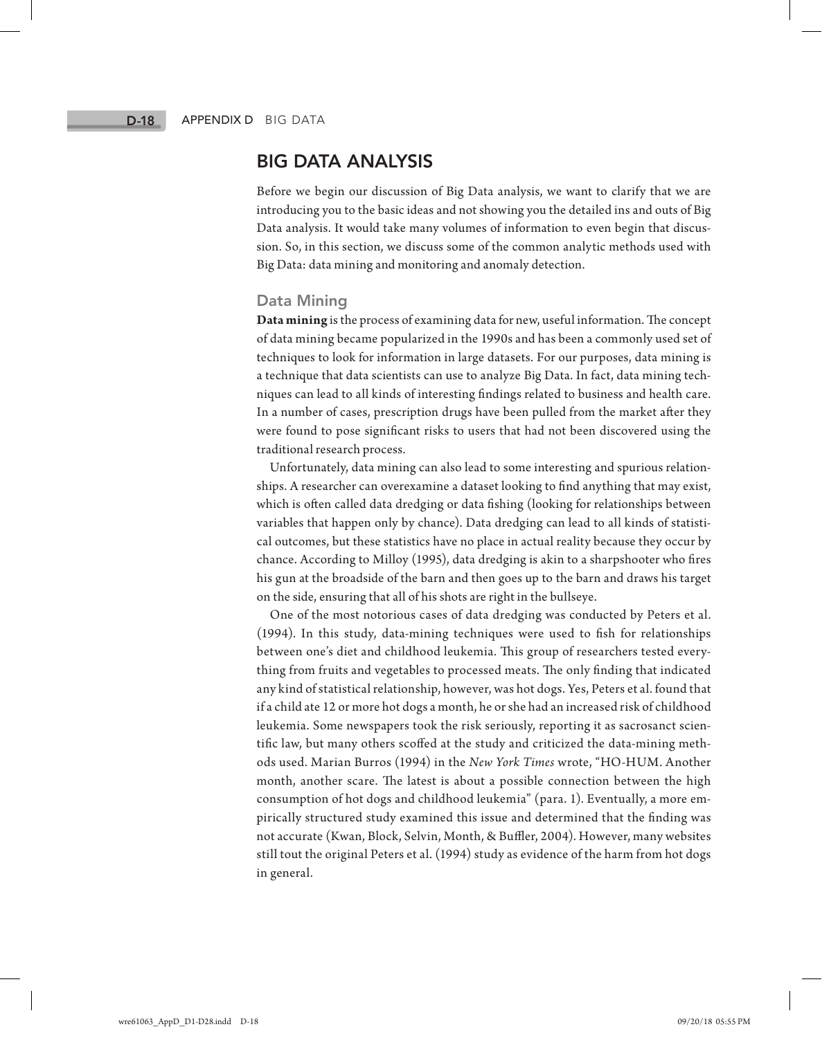## BIG DATA ANALYSIS

Before we begin our discussion of Big Data analysis, we want to clarify that we are introducing you to the basic ideas and not showing you the detailed ins and outs of Big Data analysis. It would take many volumes of information to even begin that discussion. So, in this section, we discuss some of the common analytic methods used with Big Data: data mining and monitoring and anomaly detection.

### Data Mining

**Data mining** is the process of examining data for new, useful information. The concept of data mining became popularized in the 1990s and has been a commonly used set of techniques to look for information in large datasets. For our purposes, data mining is a technique that data scientists can use to analyze Big Data. In fact, data mining techniques can lead to all kinds of interesting findings related to business and health care. In a number of cases, prescription drugs have been pulled from the market after they were found to pose significant risks to users that had not been discovered using the traditional research process.

Unfortunately, data mining can also lead to some interesting and spurious relationships. A researcher can overexamine a dataset looking to find anything that may exist, which is often called data dredging or data fishing (looking for relationships between variables that happen only by chance). Data dredging can lead to all kinds of statistical outcomes, but these statistics have no place in actual reality because they occur by chance. According to Milloy (1995), data dredging is akin to a sharpshooter who fires his gun at the broadside of the barn and then goes up to the barn and draws his target on the side, ensuring that all of his shots are right in the bullseye.

One of the most notorious cases of data dredging was conducted by Peters et al. (1994). In this study, data-mining techniques were used to fish for relationships between one's diet and childhood leukemia. This group of researchers tested everything from fruits and vegetables to processed meats. The only finding that indicated any kind of statistical relationship, however, was hot dogs. Yes, Peters et al. found that if a child ate 12 or more hot dogs a month, he or she had an increased risk of childhood leukemia. Some newspapers took the risk seriously, reporting it as sacrosanct scientific law, but many others scoffed at the study and criticized the data-mining methods used. Marian Burros (1994) in the *New York Times* wrote, "HO-HUM. Another month, another scare. The latest is about a possible connection between the high consumption of hot dogs and childhood leukemia" (para. 1). Eventually, a more empirically structured study examined this issue and determined that the finding was not accurate (Kwan, Block, Selvin, Month, & Buffler, 2004). However, many websites still tout the original Peters et al. (1994) study as evidence of the harm from hot dogs in general.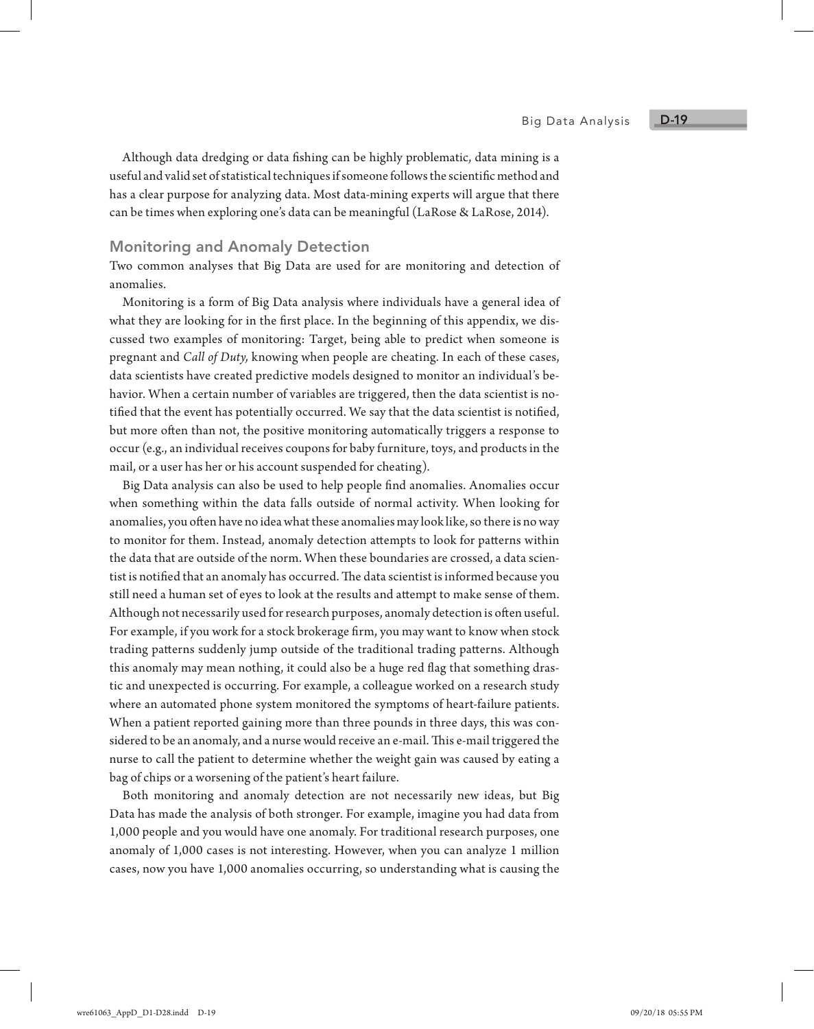Although data dredging or data fishing can be highly problematic, data mining is a useful and valid set of statistical techniques if someone follows the scientific method and has a clear purpose for analyzing data. Most data-mining experts will argue that there can be times when exploring one's data can be meaningful (LaRose & LaRose, 2014).

## Monitoring and Anomaly Detection

Two common analyses that Big Data are used for are monitoring and detection of anomalies.

Monitoring is a form of Big Data analysis where individuals have a general idea of what they are looking for in the first place. In the beginning of this appendix, we discussed two examples of monitoring: Target, being able to predict when someone is pregnant and *Call of Duty,* knowing when people are cheating. In each of these cases, data scientists have created predictive models designed to monitor an individual's behavior. When a certain number of variables are triggered, then the data scientist is notified that the event has potentially occurred. We say that the data scientist is notified, but more often than not, the positive monitoring automatically triggers a response to occur (e.g., an individual receives coupons for baby furniture, toys, and products in the mail, or a user has her or his account suspended for cheating).

Big Data analysis can also be used to help people find anomalies. Anomalies occur when something within the data falls outside of normal activity. When looking for anomalies, you often have no idea what these anomalies may look like, so there is no way to monitor for them. Instead, anomaly detection attempts to look for patterns within the data that are outside of the norm. When these boundaries are crossed, a data scientist is notified that an anomaly has occurred. The data scientist is informed because you still need a human set of eyes to look at the results and attempt to make sense of them. Although not necessarily used for research purposes, anomaly detection is often useful. For example, if you work for a stock brokerage firm, you may want to know when stock trading patterns suddenly jump outside of the traditional trading patterns. Although this anomaly may mean nothing, it could also be a huge red flag that something drastic and unexpected is occurring. For example, a colleague worked on a research study where an automated phone system monitored the symptoms of heart-failure patients. When a patient reported gaining more than three pounds in three days, this was considered to be an anomaly, and a nurse would receive an e-mail. This e-mail triggered the nurse to call the patient to determine whether the weight gain was caused by eating a bag of chips or a worsening of the patient's heart failure.

Both monitoring and anomaly detection are not necessarily new ideas, but Big Data has made the analysis of both stronger. For example, imagine you had data from 1,000 people and you would have one anomaly. For traditional research purposes, one anomaly of 1,000 cases is not interesting. However, when you can analyze 1 million cases, now you have 1,000 anomalies occurring, so understanding what is causing the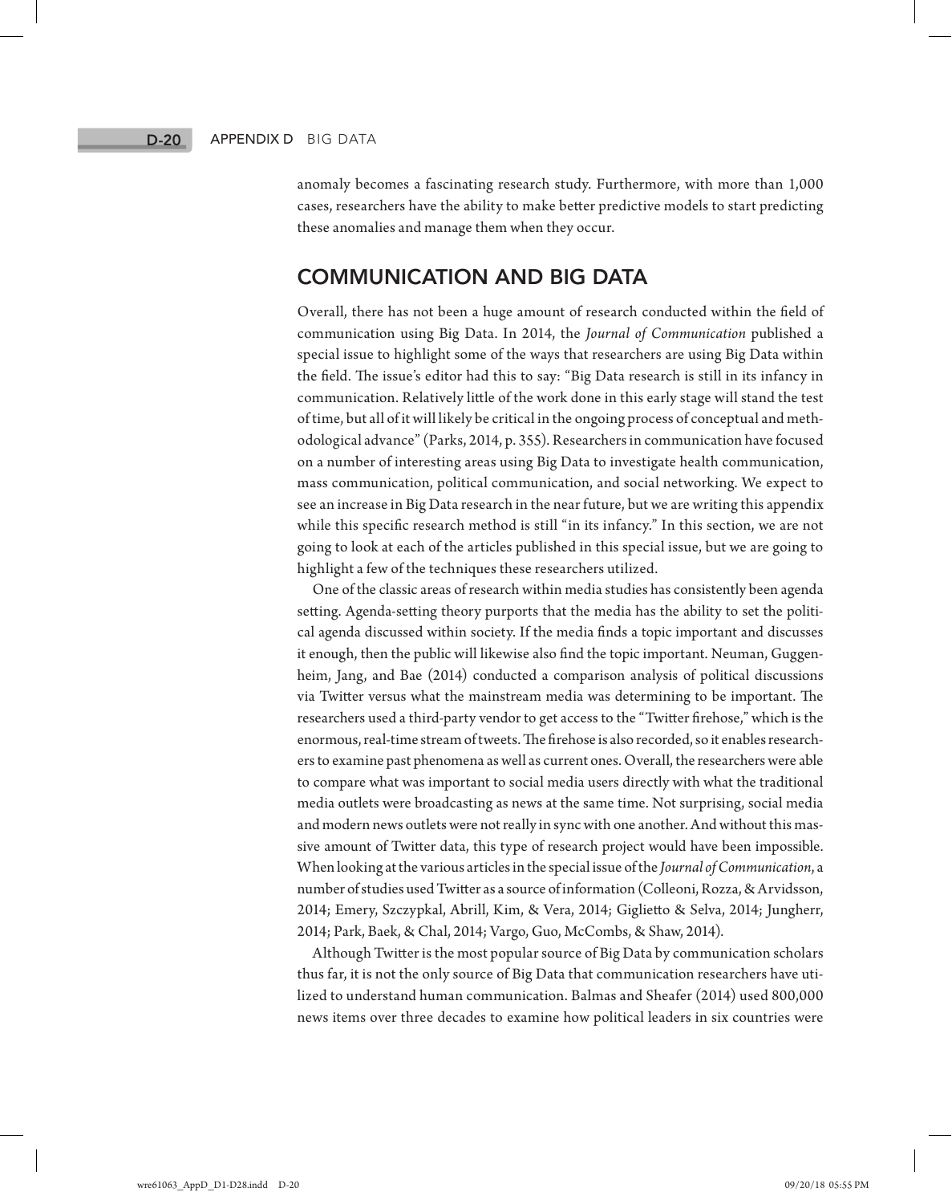anomaly becomes a fascinating research study. Furthermore, with more than 1,000 cases, researchers have the ability to make better predictive models to start predicting these anomalies and manage them when they occur.

## COMMUNICATION AND BIG DATA

Overall, there has not been a huge amount of research conducted within the field of communication using Big Data. In 2014, the *Journal of Communication* published a special issue to highlight some of the ways that researchers are using Big Data within the field. The issue's editor had this to say: "Big Data research is still in its infancy in communication. Relatively little of the work done in this early stage will stand the test of time, but all of it will likely be critical in the ongoing process of conceptual and methodological advance" (Parks, 2014, p. 355). Researchers in communication have focused on a number of interesting areas using Big Data to investigate health communication, mass communication, political communication, and social networking. We expect to see an increase in Big Data research in the near future, but we are writing this appendix while this specific research method is still "in its infancy." In this section, we are not going to look at each of the articles published in this special issue, but we are going to highlight a few of the techniques these researchers utilized.

One of the classic areas of research within media studies has consistently been agenda setting. Agenda-setting theory purports that the media has the ability to set the political agenda discussed within society. If the media finds a topic important and discusses it enough, then the public will likewise also find the topic important. Neuman, Guggenheim, Jang, and Bae (2014) conducted a comparison analysis of political discussions via Twitter versus what the mainstream media was determining to be important. The researchers used a third-party vendor to get access to the "Twitter firehose," which is the enormous, real-time stream of tweets. The firehose is also recorded, so it enables researchers to examine past phenomena as well as current ones. Overall, the researchers were able to compare what was important to social media users directly with what the traditional media outlets were broadcasting as news at the same time. Not surprising, social media and modern news outlets were not really in sync with one another. And without this massive amount of Twitter data, this type of research project would have been impossible. When looking at the various articles in the special issue of the *Journal of Communication*, a number of studies used Twitter as a source of information (Colleoni, Rozza, & Arvidsson, 2014; Emery, Szczypkal, Abrill, Kim, & Vera, 2014; Giglietto & Selva, 2014; Jungherr, 2014; Park, Baek, & Chal, 2014; Vargo, Guo, McCombs, & Shaw, 2014).

Although Twitter is the most popular source of Big Data by communication scholars thus far, it is not the only source of Big Data that communication researchers have utilized to understand human communication. Balmas and Sheafer (2014) used 800,000 news items over three decades to examine how political leaders in six countries were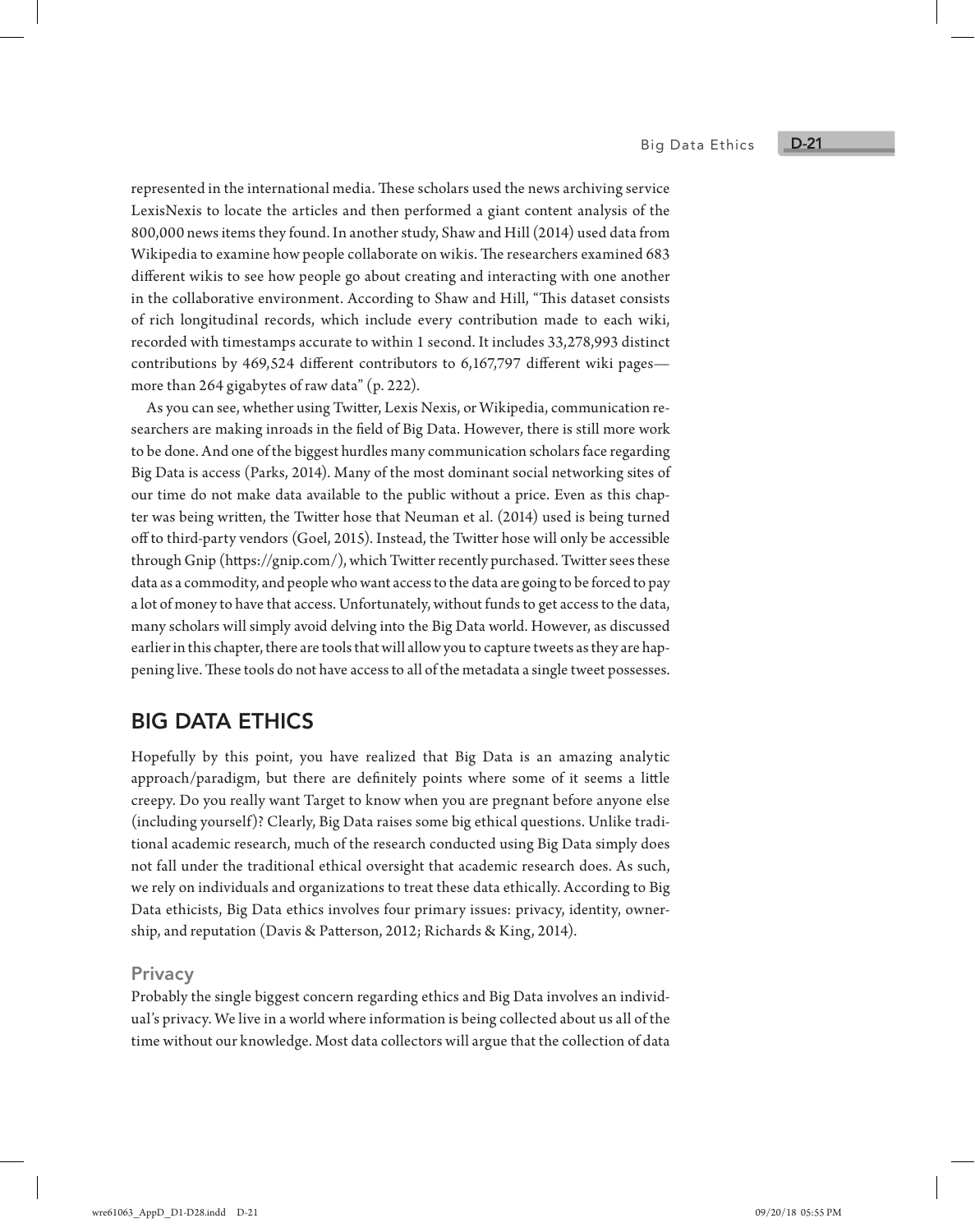represented in the international media. These scholars used the news archiving service LexisNexis to locate the articles and then performed a giant content analysis of the 800,000 news items they found. In another study, Shaw and Hill (2014) used data from Wikipedia to examine how people collaborate on wikis. The researchers examined 683 different wikis to see how people go about creating and interacting with one another in the collaborative environment. According to Shaw and Hill, "This dataset consists of rich longitudinal records, which include every contribution made to each wiki, recorded with timestamps accurate to within 1 second. It includes 33,278,993 distinct contributions by 469,524 different contributors to 6,167,797 different wiki pages—more than 264 gigabytes of raw data" (p. 222).

As you can see, whether using Twitter, Lexis Nexis, or Wikipedia, communication researchers are making inroads in the field of Big Data. However, there is still more work to be done. And one of the biggest hurdles many communication scholars face regarding Big Data is access (Parks, 2014). Many of the most dominant social networking sites of our time do not make data available to the public without a price. Even as this chapter was being written, the Twitter hose that Neuman et al. (2014) used is being turned off to third-party vendors (Goel, 2015). Instead, the Twitter hose will only be accessible through Gnip (https://gnip.com/), which Twitter recently purchased. Twitter sees these data as a commodity, and people who want access to the data are going to be forced to pay a lot of money to have that access. Unfortunately, without funds to get access to the data, many scholars will simply avoid delving into the Big Data world. However, as discussed earlier in this chapter, there are tools that will allow you to capture tweets as they are happening live. These tools do not have access to all of the metadata a single tweet possesses.

## BIG DATA ETHICS

Hopefully by this point, you have realized that Big Data is an amazing analytic approach/paradigm, but there are definitely points where some of it seems a little creepy. Do you really want Target to know when you are pregnant before anyone else (including yourself)? Clearly, Big Data raises some big ethical questions. Unlike traditional academic research, much of the research conducted using Big Data simply does not fall under the traditional ethical oversight that academic research does. As such, we rely on individuals and organizations to treat these data ethically. According to Big Data ethicists, Big Data ethics involves four primary issues: privacy, identity, ownership, and reputation (Davis & Patterson, 2012; Richards & King, 2014).

### Privacy

Probably the single biggest concern regarding ethics and Big Data involves an individual's privacy. We live in a world where information is being collected about us all of the time without our knowledge. Most data collectors will argue that the collection of data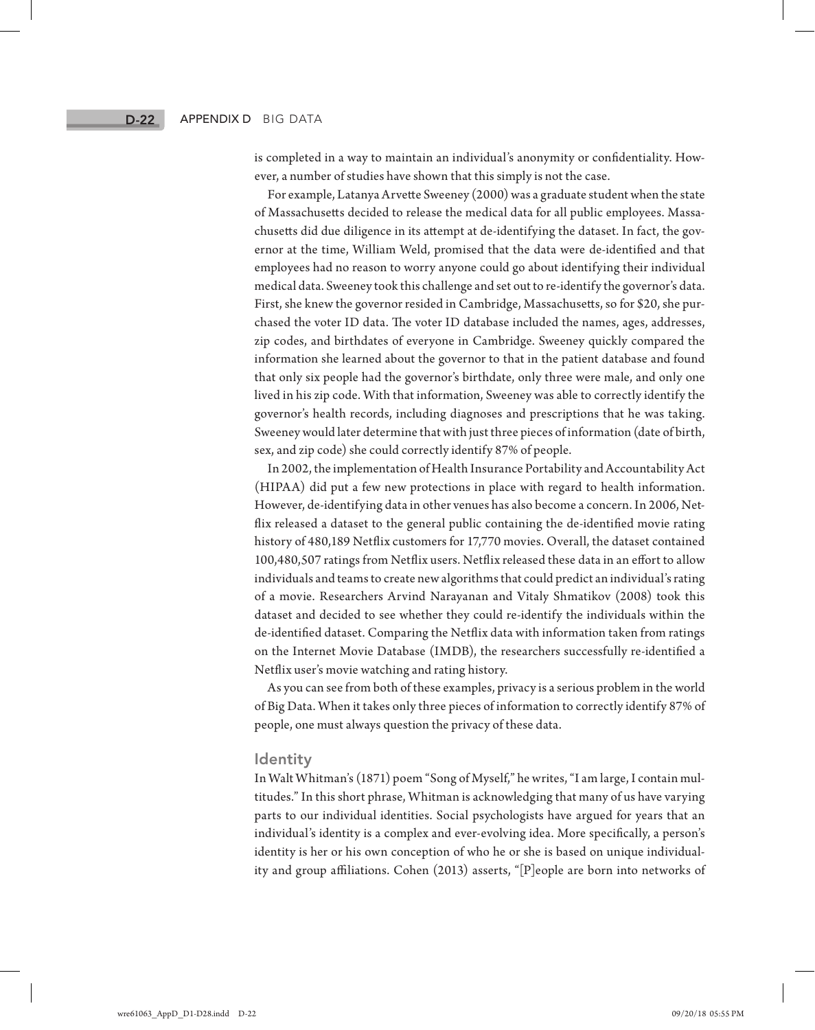is completed in a way to maintain an individual's anonymity or confidentiality. However, a number of studies have shown that this simply is not the case.

For example, Latanya Arvette Sweeney (2000) was a graduate student when the state of Massachusetts decided to release the medical data for all public employees. Massachusetts did due diligence in its attempt at de-identifying the dataset. In fact, the governor at the time, William Weld, promised that the data were de-identified and that employees had no reason to worry anyone could go about identifying their individual medical data. Sweeney took this challenge and set out to re-identify the governor's data. First, she knew the governor resided in Cambridge, Massachusetts, so for $20, she purchased the voter ID data. The voter ID database included the names, ages, addresses, zip codes, and birthdates of everyone in Cambridge. Sweeney quickly compared the information she learned about the governor to that in the patient database and found that only six people had the governor's birthdate, only three were male, and only one lived in his zip code. With that information, Sweeney was able to correctly identify the governor's health records, including diagnoses and prescriptions that he was taking. Sweeney would later determine that with just three pieces of information (date of birth, sex, and zip code) she could correctly identify 87% of people.

In 2002, the implementation of Health Insurance Portability and Accountability Act (HIPAA) did put a few new protections in place with regard to health information. However, de-identifying data in other venues has also become a concern. In 2006, Netflix released a dataset to the general public containing the de-identified movie rating history of 480,189 Netflix customers for 17,770 movies. Overall, the dataset contained 100,480,507 ratings from Netflix users. Netflix released these data in an effort to allow individuals and teams to create new algorithms that could predict an individual's rating of a movie. Researchers Arvind Narayanan and Vitaly Shmatikov (2008) took this dataset and decided to see whether they could re-identify the individuals within the de-identified dataset. Comparing the Netflix data with information taken from ratings on the Internet Movie Database (IMDB), the researchers successfully re-identified a Netflix user's movie watching and rating history.

As you can see from both of these examples, privacy is a serious problem in the world of Big Data. When it takes only three pieces of information to correctly identify 87% of people, one must always question the privacy of these data.

### Identity

In Walt Whitman's (1871) poem "Song of Myself," he writes, "I am large, I contain multitudes." In this short phrase, Whitman is acknowledging that many of us have varying parts to our individual identities. Social psychologists have argued for years that an individual's identity is a complex and ever-evolving idea. More specifically, a person's identity is her or his own conception of who he or she is based on unique individuality and group affiliations. Cohen (2013) asserts, "[P]eople are born into networks of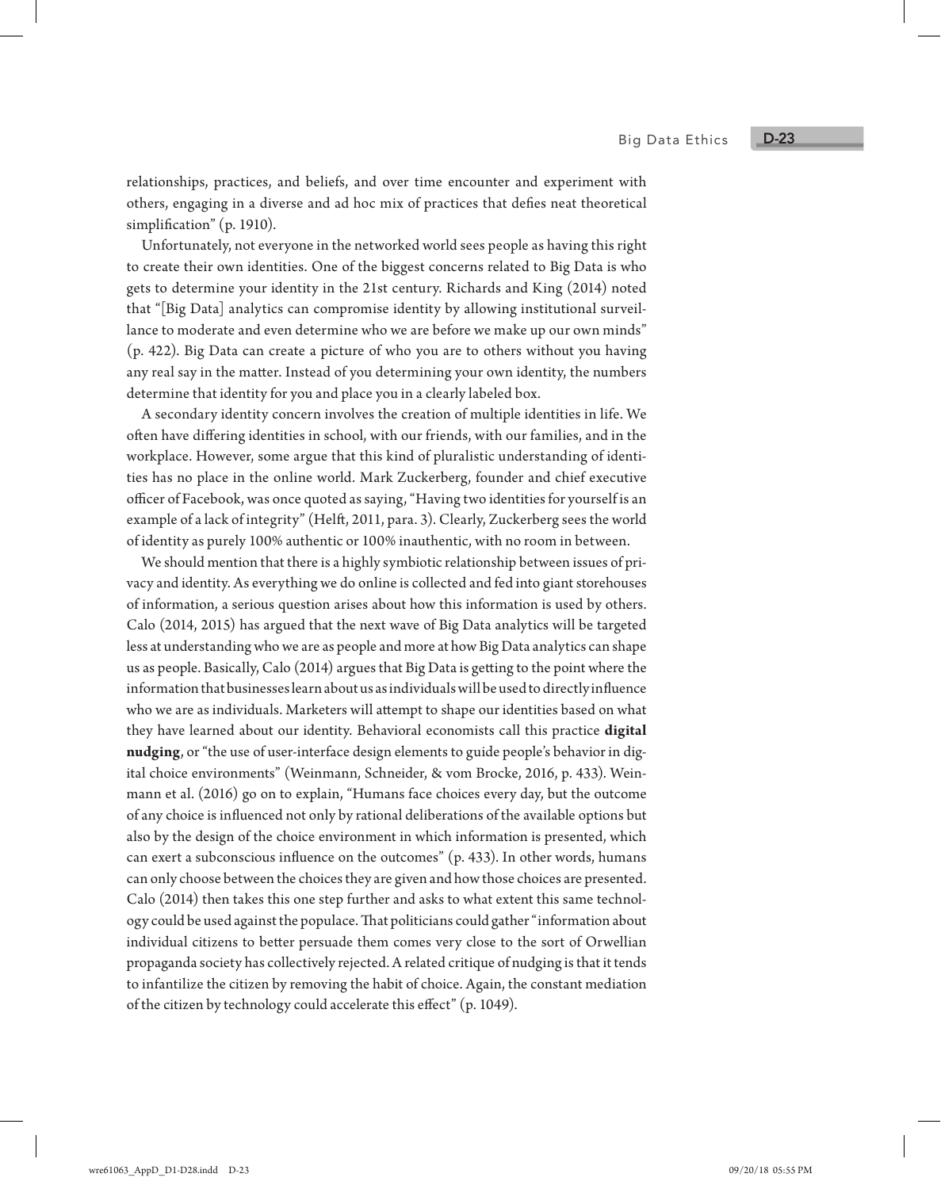relationships, practices, and beliefs, and over time encounter and experiment with others, engaging in a diverse and ad hoc mix of practices that defies neat theoretical simplification" (p. 1910).

Unfortunately, not everyone in the networked world sees people as having this right to create their own identities. One of the biggest concerns related to Big Data is who gets to determine your identity in the 21st century. Richards and King (2014) noted that "[Big Data] analytics can compromise identity by allowing institutional surveillance to moderate and even determine who we are before we make up our own minds" (p. 422). Big Data can create a picture of who you are to others without you having any real say in the matter. Instead of you determining your own identity, the numbers determine that identity for you and place you in a clearly labeled box.

A secondary identity concern involves the creation of multiple identities in life. We often have differing identities in school, with our friends, with our families, and in the workplace. However, some argue that this kind of pluralistic understanding of identities has no place in the online world. Mark Zuckerberg, founder and chief executive officer of Facebook, was once quoted as saying, "Having two identities for yourself is an example of a lack of integrity" (Helft, 2011, para. 3). Clearly, Zuckerberg sees the world of identity as purely 100% authentic or 100% inauthentic, with no room in between.

We should mention that there is a highly symbiotic relationship between issues of privacy and identity. As everything we do online is collected and fed into giant storehouses of information, a serious question arises about how this information is used by others. Calo (2014, 2015) has argued that the next wave of Big Data analytics will be targeted less at understanding who we are as people and more at how Big Data analytics can shape us as people. Basically, Calo (2014) argues that Big Data is getting to the point where the information that businesses learn about us as individuals will be used to directly influence who we are as individuals. Marketers will attempt to shape our identities based on what they have learned about our identity. Behavioral economists call this practice **digital nudging**, or "the use of user-interface design elements to guide people's behavior in digital choice environments" (Weinmann, Schneider, & vom Brocke, 2016, p. 433). Weinmann et al. (2016) go on to explain, "Humans face choices every day, but the outcome of any choice is influenced not only by rational deliberations of the available options but also by the design of the choice environment in which information is presented, which can exert a subconscious influence on the outcomes" (p. 433). In other words, humans can only choose between the choices they are given and how those choices are presented. Calo (2014) then takes this one step further and asks to what extent this same technology could be used against the populace. That politicians could gather "information about individual citizens to better persuade them comes very close to the sort of Orwellian propaganda society has collectively rejected. A related critique of nudging is that it tends to infantilize the citizen by removing the habit of choice. Again, the constant mediation of the citizen by technology could accelerate this effect" (p. 1049).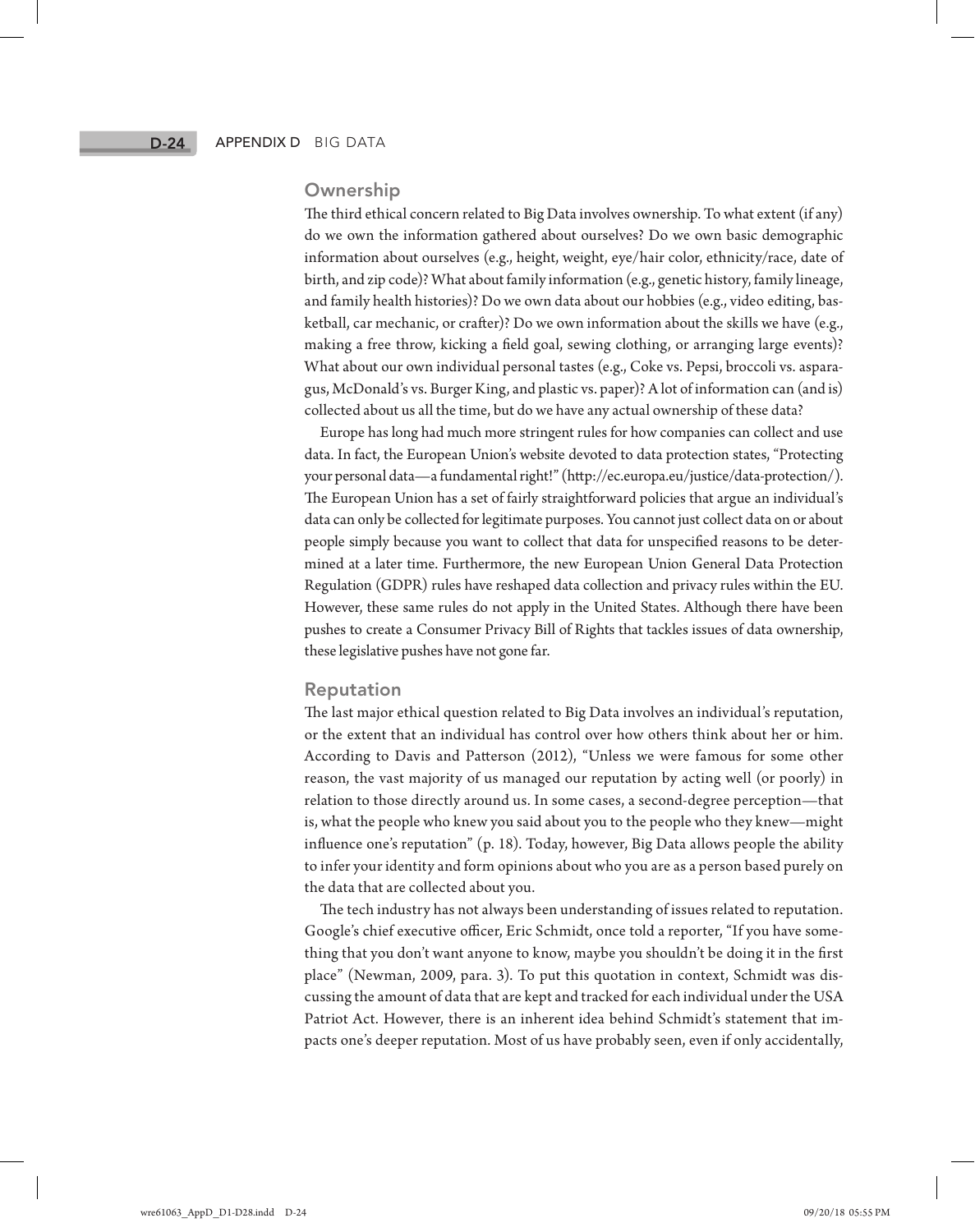## Ownership

The third ethical concern related to Big Data involves ownership. To what extent (if any) do we own the information gathered about ourselves? Do we own basic demographic information about ourselves (e.g., height, weight, eye/hair color, ethnicity/race, date of birth, and zip code)? What about family information (e.g., genetic history, family lineage, and family health histories)? Do we own data about our hobbies (e.g., video editing, basketball, car mechanic, or crafter)? Do we own information about the skills we have (e.g., making a free throw, kicking a field goal, sewing clothing, or arranging large events)? What about our own individual personal tastes (e.g., Coke vs. Pepsi, broccoli vs. asparagus, McDonald's vs. Burger King, and plastic vs. paper)? A lot of information can (and is) collected about us all the time, but do we have any actual ownership of these data?

Europe has long had much more stringent rules for how companies can collect and use data. In fact, the European Union's website devoted to data protection states, "Protecting your personal data—a fundamental right!" (http://ec.europa.eu/justice/data-protection/). The European Union has a set of fairly straightforward policies that argue an individual's data can only be collected for legitimate purposes. You cannot just collect data on or about people simply because you want to collect that data for unspecified reasons to be determined at a later time. Furthermore, the new European Union General Data Protection Regulation (GDPR) rules have reshaped data collection and privacy rules within the EU. However, these same rules do not apply in the United States. Although there have been pushes to create a Consumer Privacy Bill of Rights that tackles issues of data ownership, these legislative pushes have not gone far.

## Reputation

The last major ethical question related to Big Data involves an individual's reputation, or the extent that an individual has control over how others think about her or him. According to Davis and Patterson (2012), "Unless we were famous for some other reason, the vast majority of us managed our reputation by acting well (or poorly) in relation to those directly around us. In some cases, a second-degree perception—that is, what the people who knew you said about you to the people who they knew—might influence one's reputation" (p. 18). Today, however, Big Data allows people the ability to infer your identity and form opinions about who you are as a person based purely on the data that are collected about you.

The tech industry has not always been understanding of issues related to reputation. Google's chief executive officer, Eric Schmidt, once told a reporter, "If you have something that you don't want anyone to know, maybe you shouldn't be doing it in the first place" (Newman, 2009, para. 3). To put this quotation in context, Schmidt was discussing the amount of data that are kept and tracked for each individual under the USA Patriot Act. However, there is an inherent idea behind Schmidt's statement that impacts one's deeper reputation. Most of us have probably seen, even if only accidentally,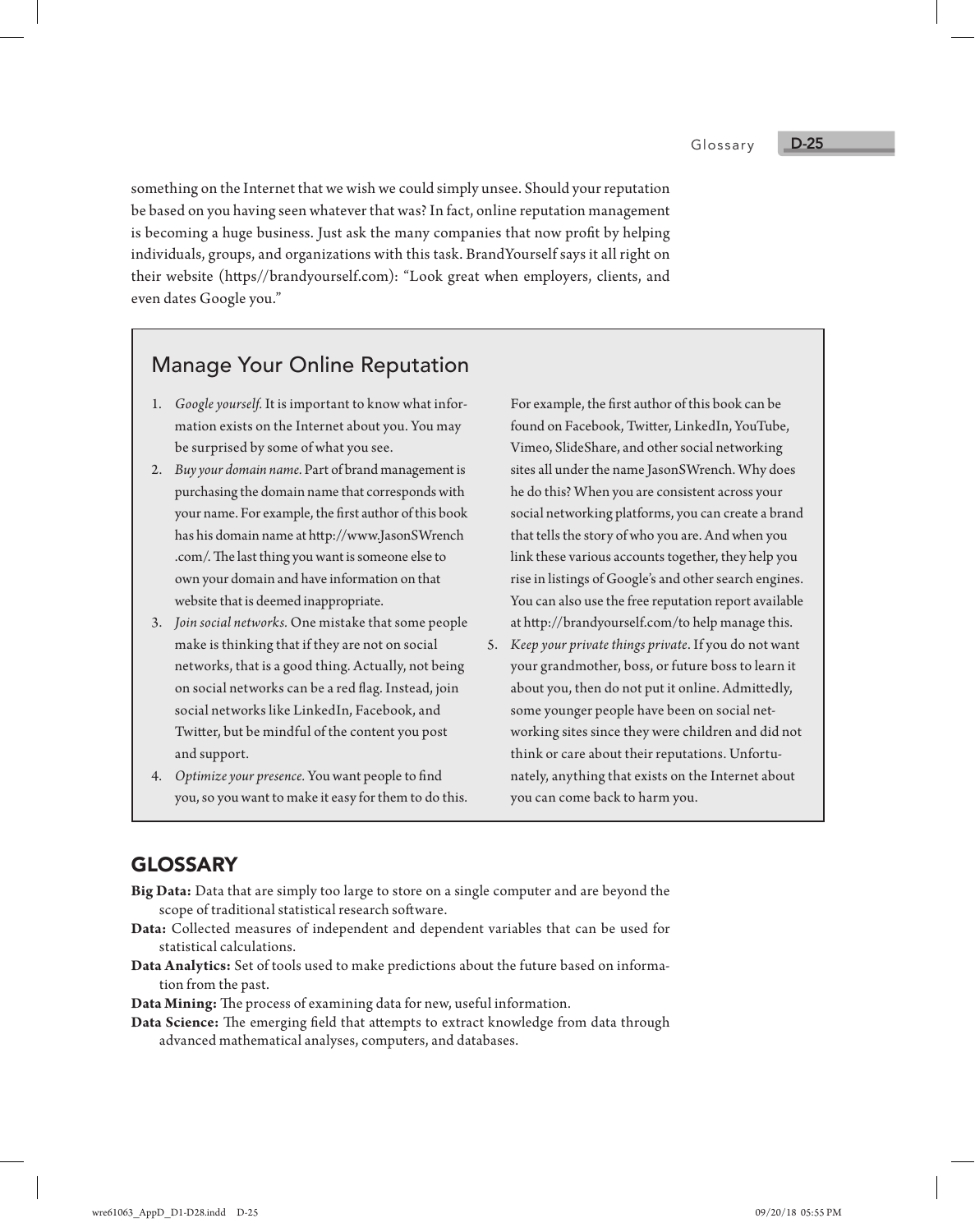something on the Internet that we wish we could simply unsee. Should your reputation be based on you having seen whatever that was? In fact, online reputation management is becoming a huge business. Just ask the many companies that now profit by helping individuals, groups, and organizations with this task. BrandYourself says it all right on their website (https//brandyourself.com): "Look great when employers, clients, and even dates Google you."

## Manage Your Online Reputation

1. *Google yourself.* It is important to know what information exists on the Internet about you. You may be surprised by some of what you see.
2. *Buy your domain name.* Part of brand management is purchasing the domain name that corresponds with your name. For example, the first author of this book has his domain name at http://www.JasonSWrench.com/. The last thing you want is someone else to own your domain and have information on that website that is deemed inappropriate.
3. *Join social networks.* One mistake that some people make is thinking that if they are not on social networks, that is a good thing. Actually, not being on social networks can be a red flag. Instead, join social networks like LinkedIn, Facebook, and Twitter, but be mindful of the content you post and support.
4. *Optimize your presence.* You want people to find you, so you want to make it easy for them to do this. For example, the first author of this book can be found on Facebook, Twitter, LinkedIn, YouTube, Vimeo, SlideShare, and other social networking sites all under the name JasonSWrench. Why does he do this? When you are consistent across your social networking platforms, you can create a brand that tells the story of who you are. And when you link these various accounts together, they help you rise in listings of Google's and other search engines. You can also use the free reputation report available at http://brandyourself.com/to help manage this.
5. *Keep your private things private.* If you do not want your grandmother, boss, or future boss to learn it about you, then do not put it online. Admittedly, some younger people have been on social networking sites since they were children and did not think or care about their reputations. Unfortunately, anything that exists on the Internet about you can come back to harm you.

## GLOSSARY

**Big Data:** Data that are simply too large to store on a single computer and are beyond the scope of traditional statistical research software.

**Data:** Collected measures of independent and dependent variables that can be used for statistical calculations.

**Data Analytics:** Set of tools used to make predictions about the future based on information from the past.

**Data Mining:** The process of examining data for new, useful information.

**Data Science:** The emerging field that attempts to extract knowledge from data through advanced mathematical analyses, computers, and databases.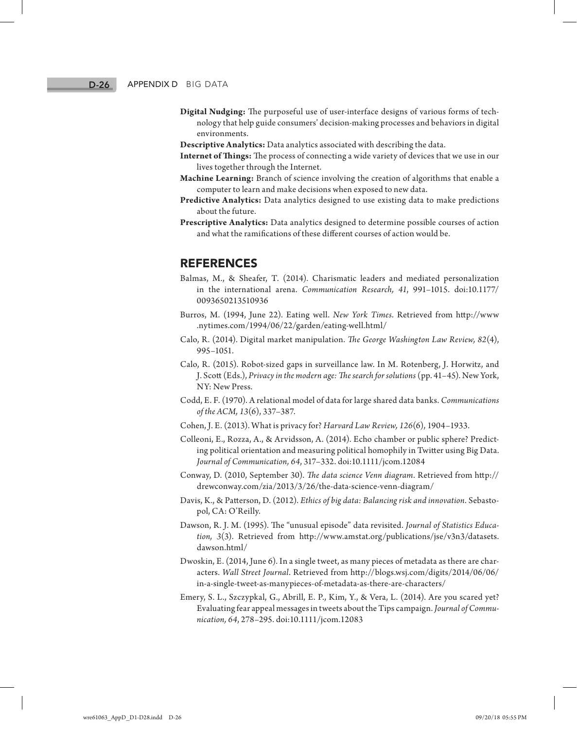**Digital Nudging:** The purposeful use of user-interface designs of various forms of technology that help guide consumers' decision-making processes and behaviors in digital environments.

**Descriptive Analytics:** Data analytics associated with describing the data.

**Internet of Things:** The process of connecting a wide variety of devices that we use in our lives together through the Internet.

**Machine Learning:** Branch of science involving the creation of algorithms that enable a computer to learn and make decisions when exposed to new data.

**Predictive Analytics:** Data analytics designed to use existing data to make predictions about the future.

**Prescriptive Analytics:** Data analytics designed to determine possible courses of action and what the ramifications of these different courses of action would be.

## REFERENCES

Balmas, M., & Sheafer, T. (2014). Charismatic leaders and mediated personalization in the international arena. *Communication Research, 41*, 991–1015. doi:10.1177/0093650213510936

Burros, M. (1994, June 22). Eating well. *New York Times*. Retrieved from http://www.nytimes.com/1994/06/22/garden/eating-well.html/

Calo, R. (2014). Digital market manipulation. *The George Washington Law Review, 82*(4), 995–1051.

Calo, R. (2015). Robot-sized gaps in surveillance law. In M. Rotenberg, J. Horwitz, and J. Scott (Eds.), *Privacy in the modern age: The search for solutions* (pp. 41–45). New York, NY: New Press.

Codd, E. F. (1970). A relational model of data for large shared data banks. *Communications of the ACM, 13*(6), 337–387.

Cohen, J. E. (2013). What is privacy for? *Harvard Law Review, 126*(6), 1904–1933.

Colleoni, E., Rozza, A., & Arvidsson, A. (2014). Echo chamber or public sphere? Predicting political orientation and measuring political homophily in Twitter using Big Data. *Journal of Communication, 64*, 317–332. doi:10.1111/jcom.12084

Conway, D. (2010, September 30). *The data science Venn diagram*. Retrieved from http://drewconway.com/zia/2013/3/26/the-data-science-venn-diagram/

Davis, K., & Patterson, D. (2012). *Ethics of big data: Balancing risk and innovation*. Sebastopol, CA: O'Reilly.

Dawson, R. J. M. (1995). The "unusual episode" data revisited. *Journal of Statistics Education, 3*(3). Retrieved from http://www.amstat.org/publications/jse/v3n3/datasets.dawson.html/

Dwoskin, E. (2014, June 6). In a single tweet, as many pieces of metadata as there are characters. *Wall Street Journal*. Retrieved from http://blogs.wsj.com/digits/2014/06/06/in-a-single-tweet-as-manypieces-of-metadata-as-there-are-characters/

Emery, S. L., Szczypkal, G., Abrill, E. P., Kim, Y., & Vera, L. (2014). Are you scared yet? Evaluating fear appeal messages in tweets about the Tips campaign. *Journal of Communication, 64*, 278–295. doi:10.1111/jcom.12083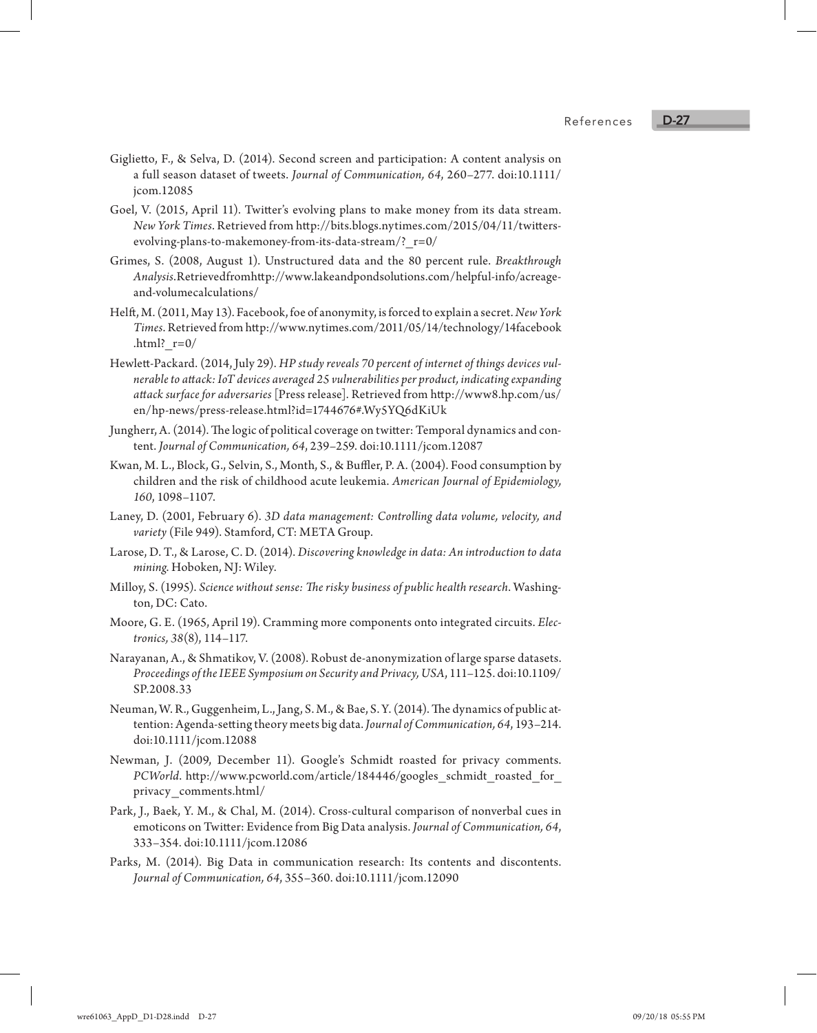Giglietto, F., & Selva, D. (2014). Second screen and participation: A content analysis on a full season dataset of tweets. *Journal of Communication, 64*, 260–277. doi:10.1111/jcom.12085

Goel, V. (2015, April 11). Twitter's evolving plans to make money from its data stream. *New York Times*. Retrieved from http://bits.blogs.nytimes.com/2015/04/11/twitters-evolving-plans-to-makemoney-from-its-data-stream/?_r=0/

Grimes, S. (2008, August 1). Unstructured data and the 80 percent rule. *Breakthrough Analysis*.Retrievedfromhttp://www.lakeandpondsolutions.com/helpful-info/acreage-and-volumecalculations/

Helft, M. (2011, May 13). Facebook, foe of anonymity, is forced to explain a secret. *New York Times*. Retrieved from http://www.nytimes.com/2011/05/14/technology/14facebook.html?_r=0/

Hewlett-Packard. (2014, July 29). *HP study reveals 70 percent of internet of things devices vulnerable to attack: IoT devices averaged 25 vulnerabilities per product, indicating expanding attack surface for adversaries* [Press release]. Retrieved from http://www8.hp.com/us/en/hp-news/press-release.html?id=1744676#.Wy5YQ6dKiUk

Jungherr, A. (2014). The logic of political coverage on twitter: Temporal dynamics and content. *Journal of Communication, 64*, 239–259. doi:10.1111/jcom.12087

Kwan, M. L., Block, G., Selvin, S., Month, S., & Buffler, P. A. (2004). Food consumption by children and the risk of childhood acute leukemia. *American Journal of Epidemiology, 160*, 1098–1107.

Laney, D. (2001, February 6). *3D data management: Controlling data volume, velocity, and variety* (File 949). Stamford, CT: META Group.

Larose, D. T., & Larose, C. D. (2014). *Discovering knowledge in data: An introduction to data mining*. Hoboken, NJ: Wiley.

Milloy, S. (1995). *Science without sense: The risky business of public health research*. Washington, DC: Cato.

Moore, G. E. (1965, April 19). Cramming more components onto integrated circuits. *Electronics, 38*(8), 114–117.

Narayanan, A., & Shmatikov, V. (2008). Robust de-anonymization of large sparse datasets. *Proceedings of the IEEE Symposium on Security and Privacy, USA*, 111–125. doi:10.1109/SP.2008.33

Neuman, W. R., Guggenheim, L., Jang, S. M., & Bae, S. Y. (2014). The dynamics of public attention: Agenda-setting theory meets big data. *Journal of Communication, 64*, 193–214. doi:10.1111/jcom.12088

Newman, J. (2009, December 11). Google's Schmidt roasted for privacy comments. *PCWorld*. http://www.pcworld.com/article/184446/googles_schmidt_roasted_for_privacy_comments.html/

Park, J., Baek, Y. M., & Chal, M. (2014). Cross-cultural comparison of nonverbal cues in emoticons on Twitter: Evidence from Big Data analysis. *Journal of Communication, 64*, 333–354. doi:10.1111/jcom.12086

Parks, M. (2014). Big Data in communication research: Its contents and discontents. *Journal of Communication, 64*, 355–360. doi:10.1111/jcom.12090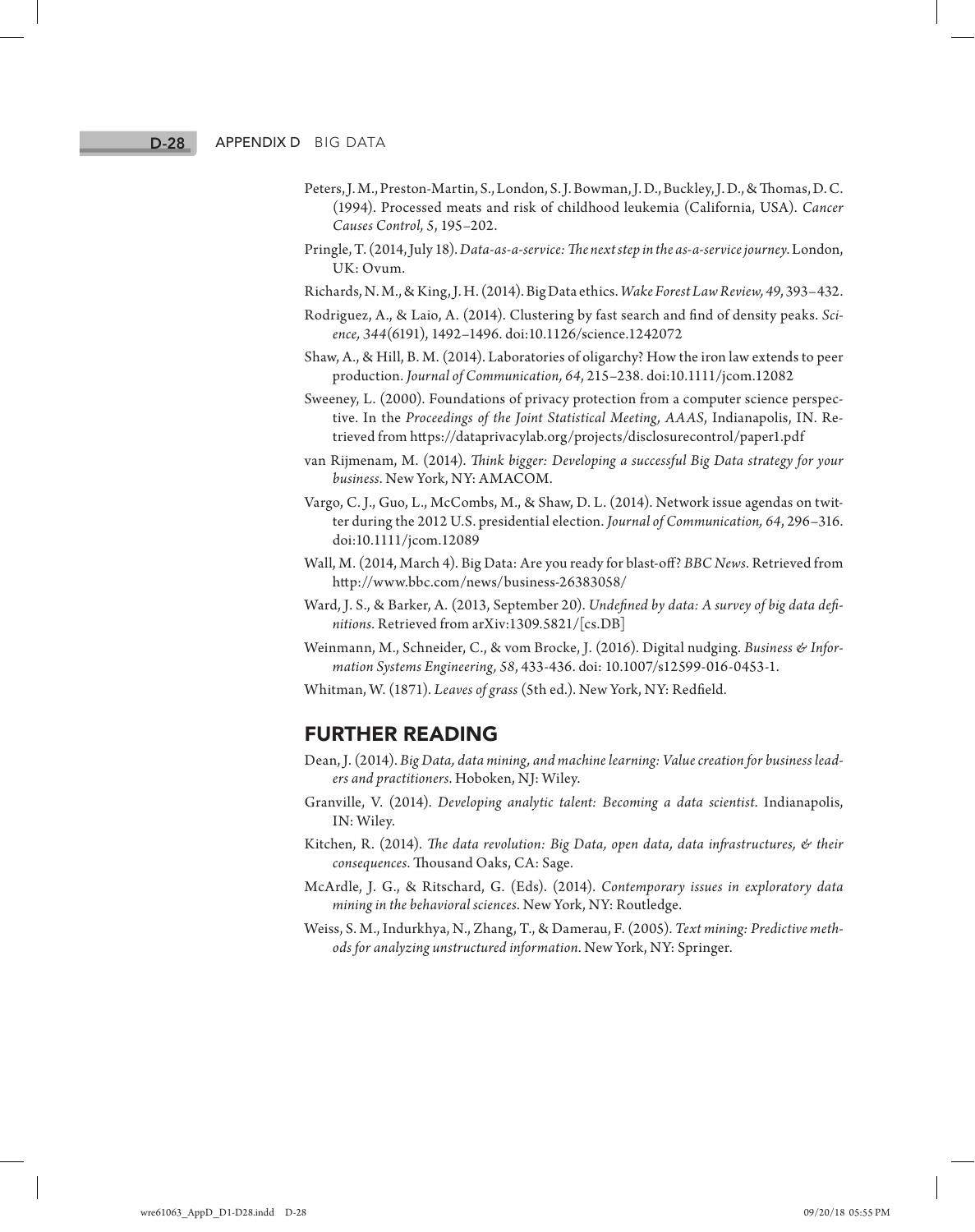Peters, J. M., Preston-Martin, S., London, S. J. Bowman, J. D., Buckley, J. D., & Thomas, D. C. (1994). Processed meats and risk of childhood leukemia (California, USA). *Cancer Causes Control, 5*, 195–202.

Pringle, T. (2014, July 18). *Data-as-a-service: The next step in the as-a-service journey*. London, UK: Ovum.

Richards, N. M., & King, J. H. (2014). Big Data ethics. *Wake Forest Law Review, 49*, 393–432.

Rodriguez, A., & Laio, A. (2014). Clustering by fast search and find of density peaks. *Science, 344*(6191), 1492–1496. doi:10.1126/science.1242072

Shaw, A., & Hill, B. M. (2014). Laboratories of oligarchy? How the iron law extends to peer production. *Journal of Communication, 64*, 215–238. doi:10.1111/jcom.12082

Sweeney, L. (2000). Foundations of privacy protection from a computer science perspective. In the *Proceedings of the Joint Statistical Meeting, AAAS*, Indianapolis, IN. Retrieved from https://dataprivacylab.org/projects/disclosurecontrol/paper1.pdf

van Rijmenam, M. (2014). *Think bigger: Developing a successful Big Data strategy for your business*. New York, NY: AMACOM.

Vargo, C. J., Guo, L., McCombs, M., & Shaw, D. L. (2014). Network issue agendas on twitter during the 2012 U.S. presidential election. *Journal of Communication, 64*, 296–316. doi:10.1111/jcom.12089

Wall, M. (2014, March 4). Big Data: Are you ready for blast-off? *BBC News*. Retrieved from http://www.bbc.com/news/business-26383058/

Ward, J. S., & Barker, A. (2013, September 20). *Undefined by data: A survey of big data definitions*. Retrieved from arXiv:1309.5821/[cs.DB]

Weinmann, M., Schneider, C., & vom Brocke, J. (2016). Digital nudging. *Business & Information Systems Engineering, 58*, 433-436. doi: 10.1007/s12599-016-0453-1.

Whitman, W. (1871). *Leaves of grass* (5th ed.). New York, NY: Redfield.

## FURTHER READING

Dean, J. (2014). *Big Data, data mining, and machine learning: Value creation for business leaders and practitioners*. Hoboken, NJ: Wiley.

Granville, V. (2014). *Developing analytic talent: Becoming a data scientist*. Indianapolis, IN: Wiley.

Kitchen, R. (2014). *The data revolution: Big Data, open data, data infrastructures, & their consequences*. Thousand Oaks, CA: Sage.

McArdle, J. G., & Ritschard, G. (Eds). (2014). *Contemporary issues in exploratory data mining in the behavioral sciences*. New York, NY: Routledge.

Weiss, S. M., Indurkhya, N., Zhang, T., & Damerau, F. (2005). *Text mining: Predictive methods for analyzing unstructured information*. New York, NY: Springer.